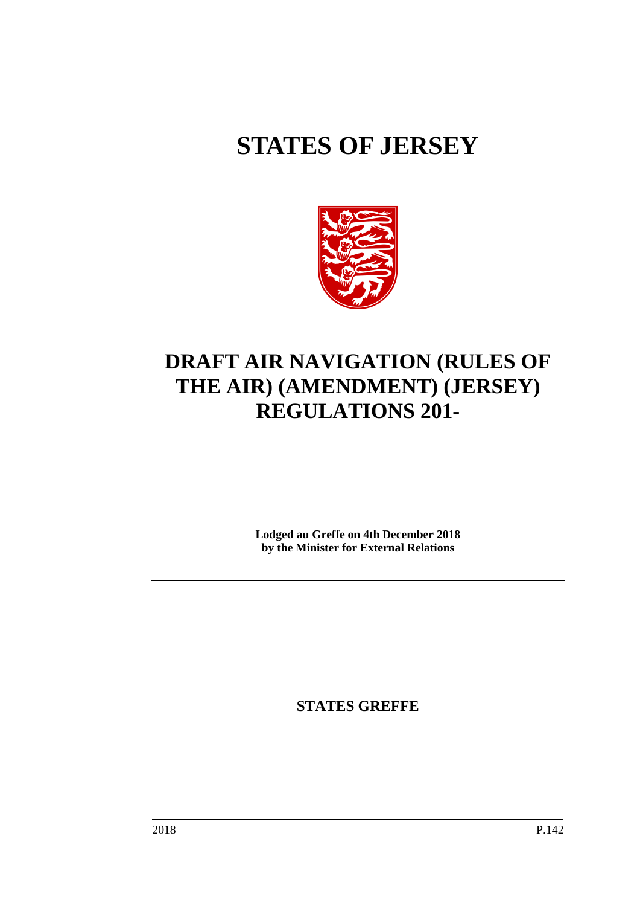# STATES OF JERSEY

# DRAFT AIR NAVIGATION (RULES OF THE AIR) (AMENDMENT) (JERSEY) REGULATIONS 201-

**Lodged au Greffe on 4th December 2018**
**by the Minister for External Relations**

**STATES GREFFE**

2018 P.142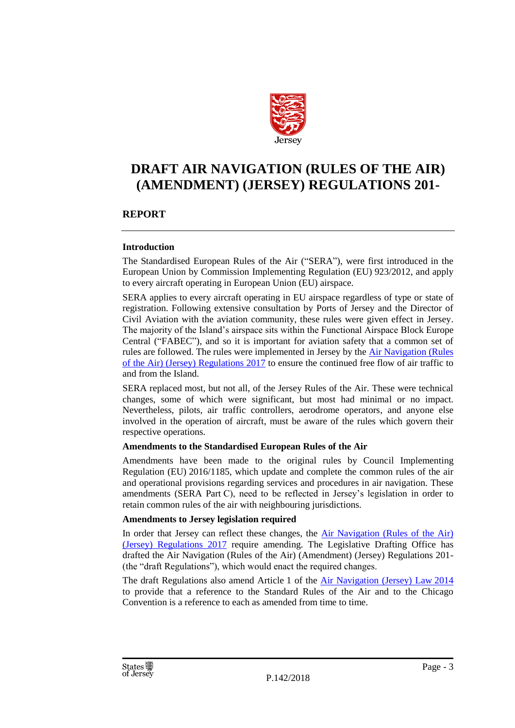Jersey

# DRAFT AIR NAVIGATION (RULES OF THE AIR) (AMENDMENT) (JERSEY) REGULATIONS 201-

## REPORT

### Introduction

The Standardised European Rules of the Air ("SERA"), were first introduced in the European Union by Commission Implementing Regulation (EU) 923/2012, and apply to every aircraft operating in European Union (EU) airspace.

SERA applies to every aircraft operating in EU airspace regardless of type or state of registration. Following extensive consultation by Ports of Jersey and the Director of Civil Aviation with the aviation community, these rules were given effect in Jersey. The majority of the Island's airspace sits within the Functional Airspace Block Europe Central ("FABEC"), and so it is important for aviation safety that a common set of rules are followed. The rules were implemented in Jersey by the Air Navigation (Rules of the Air) (Jersey) Regulations 2017 to ensure the continued free flow of air traffic to and from the Island.

SERA replaced most, but not all, of the Jersey Rules of the Air. These were technical changes, some of which were significant, but most had minimal or no impact. Nevertheless, pilots, air traffic controllers, aerodrome operators, and anyone else involved in the operation of aircraft, must be aware of the rules which govern their respective operations.

**Amendments to the Standardised European Rules of the Air**

Amendments have been made to the original rules by Council Implementing Regulation (EU) 2016/1185, which update and complete the common rules of the air and operational provisions regarding services and procedures in air navigation. These amendments (SERA Part C), need to be reflected in Jersey's legislation in order to retain common rules of the air with neighbouring jurisdictions.

**Amendments to Jersey legislation required**

In order that Jersey can reflect these changes, the Air Navigation (Rules of the Air) (Jersey) Regulations 2017 require amending. The Legislative Drafting Office has drafted the Air Navigation (Rules of the Air) (Amendment) (Jersey) Regulations 201- (the "draft Regulations"), which would enact the required changes.

The draft Regulations also amend Article 1 of the Air Navigation (Jersey) Law 2014 to provide that a reference to the Standard Rules of the Air and to the Chicago Convention is a reference to each as amended from time to time.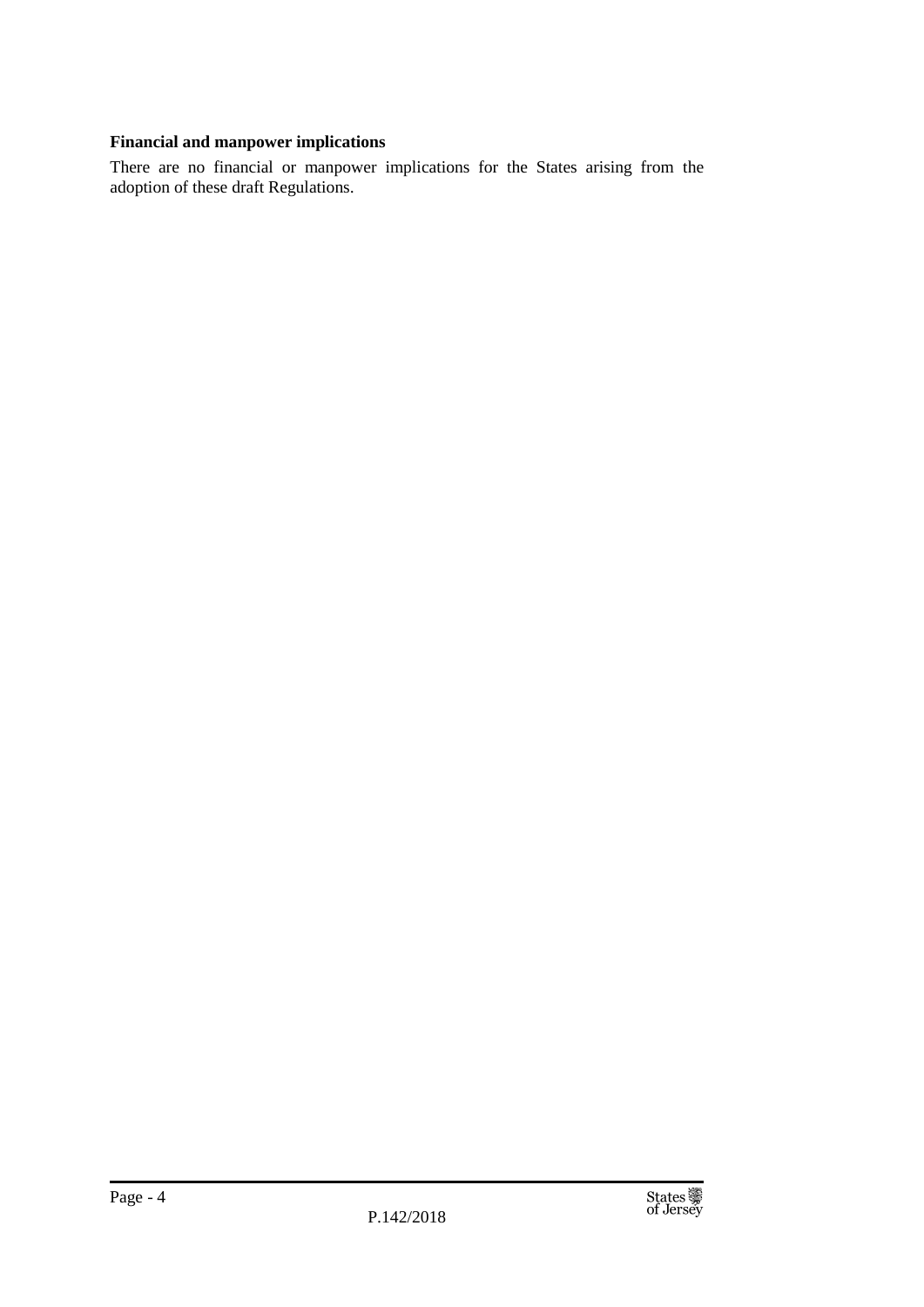**Financial and manpower implications**

There are no financial or manpower implications for the States arising from the adoption of these draft Regulations.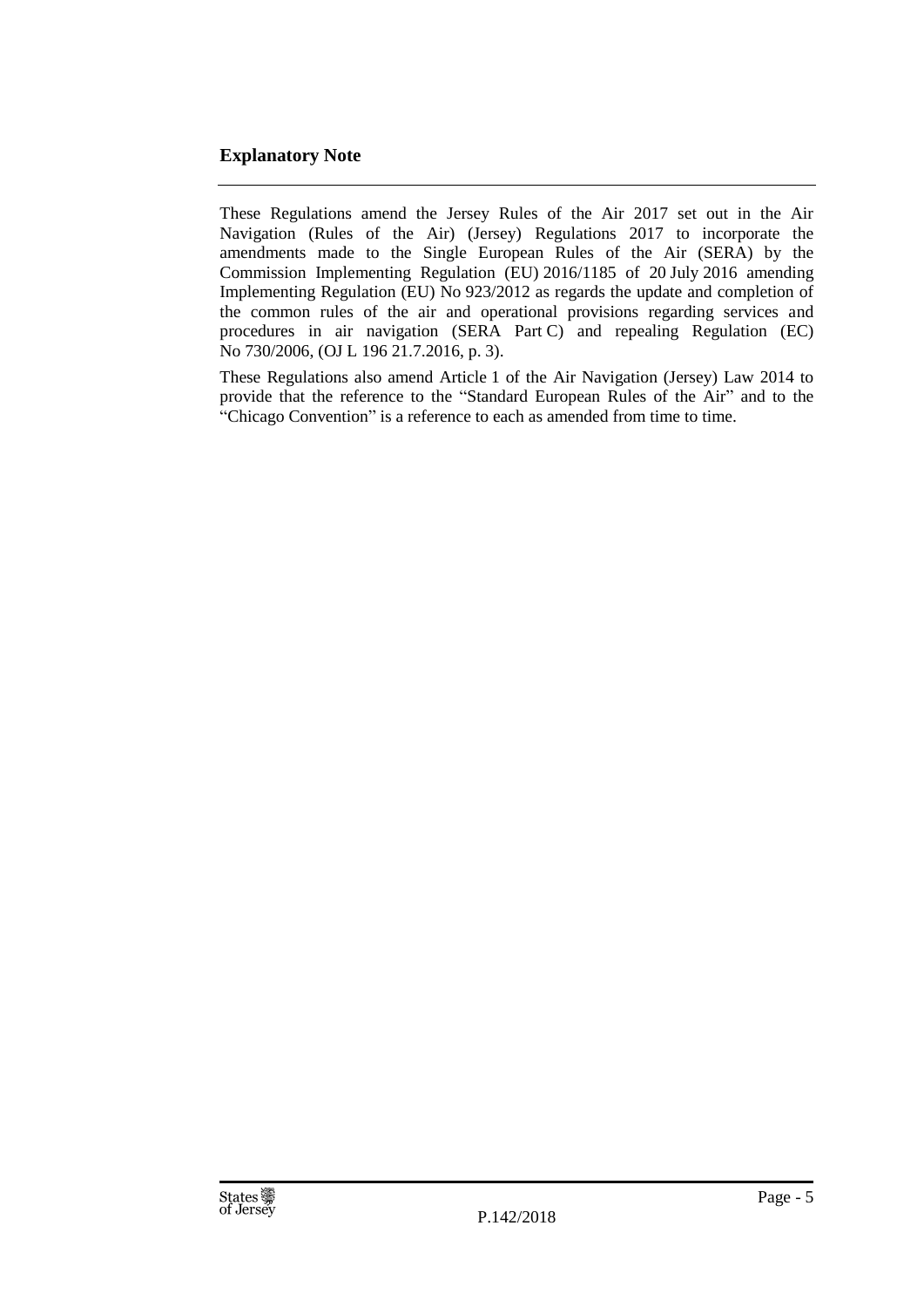## Explanatory Note

These Regulations amend the Jersey Rules of the Air 2017 set out in the Air Navigation (Rules of the Air) (Jersey) Regulations 2017 to incorporate the amendments made to the Single European Rules of the Air (SERA) by the Commission Implementing Regulation (EU) 2016/1185 of 20 July 2016 amending Implementing Regulation (EU) No 923/2012 as regards the update and completion of the common rules of the air and operational provisions regarding services and procedures in air navigation (SERA Part C) and repealing Regulation (EC) No 730/2006, (OJ L 196 21.7.2016, p. 3).

These Regulations also amend Article 1 of the Air Navigation (Jersey) Law 2014 to provide that the reference to the "Standard European Rules of the Air" and to the "Chicago Convention" is a reference to each as amended from time to time.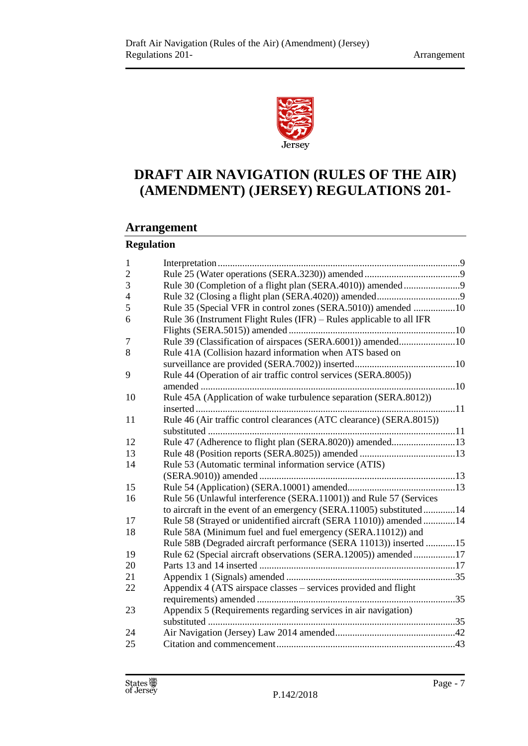# DRAFT AIR NAVIGATION (RULES OF THE AIR) (AMENDMENT) (JERSEY) REGULATIONS 201-

## Arrangement

**Regulation**

| | | |
|---|---|---|
| 1 | Interpretation | 9 |
| 2 | Rule 25 (Water operations (SERA.3230)) amended | 9 |
| 3 | Rule 30 (Completion of a flight plan (SERA.4010)) amended | 9 |
| 4 | Rule 32 (Closing a flight plan (SERA.4020)) amended | 9 |
| 5 | Rule 35 (Special VFR in control zones (SERA.5010)) amended | 10 |
| 6 | Rule 36 (Instrument Flight Rules (IFR) – Rules applicable to all IFR Flights (SERA.5015)) amended | 10 |
| 7 | Rule 39 (Classification of airspaces (SERA.6001)) amended | 10 |
| 8 | Rule 41A (Collision hazard information when ATS based on surveillance are provided (SERA.7002)) inserted | 10 |
| 9 | Rule 44 (Operation of air traffic control services (SERA.8005)) amended | 10 |
| 10 | Rule 45A (Application of wake turbulence separation (SERA.8012)) inserted | 11 |
| 11 | Rule 46 (Air traffic control clearances (ATC clearance) (SERA.8015)) substituted | 11 |
| 12 | Rule 47 (Adherence to flight plan (SERA.8020)) amended | 13 |
| 13 | Rule 48 (Position reports (SERA.8025)) amended | 13 |
| 14 | Rule 53 (Automatic terminal information service (ATIS) (SERA.9010)) amended | 13 |
| 15 | Rule 54 (Application) (SERA.10001) amended | 13 |
| 16 | Rule 56 (Unlawful interference (SERA.11001)) and Rule 57 (Services to aircraft in the event of an emergency (SERA.11005) substituted | 14 |
| 17 | Rule 58 (Strayed or unidentified aircraft (SERA 11010)) amended | 14 |
| 18 | Rule 58A (Minimum fuel and fuel emergency (SERA.11012)) and Rule 58B (Degraded aircraft performance (SERA 11013)) inserted | 15 |
| 19 | Rule 62 (Special aircraft observations (SERA.12005)) amended | 17 |
| 20 | Parts 13 and 14 inserted | 17 |
| 21 | Appendix 1 (Signals) amended | 35 |
| 22 | Appendix 4 (ATS airspace classes – services provided and flight requirements) amended | 35 |
| 23 | Appendix 5 (Requirements regarding services in air navigation) substituted | 35 |
| 24 | Air Navigation (Jersey) Law 2014 amended | 42 |
| 25 | Citation and commencement | 43 |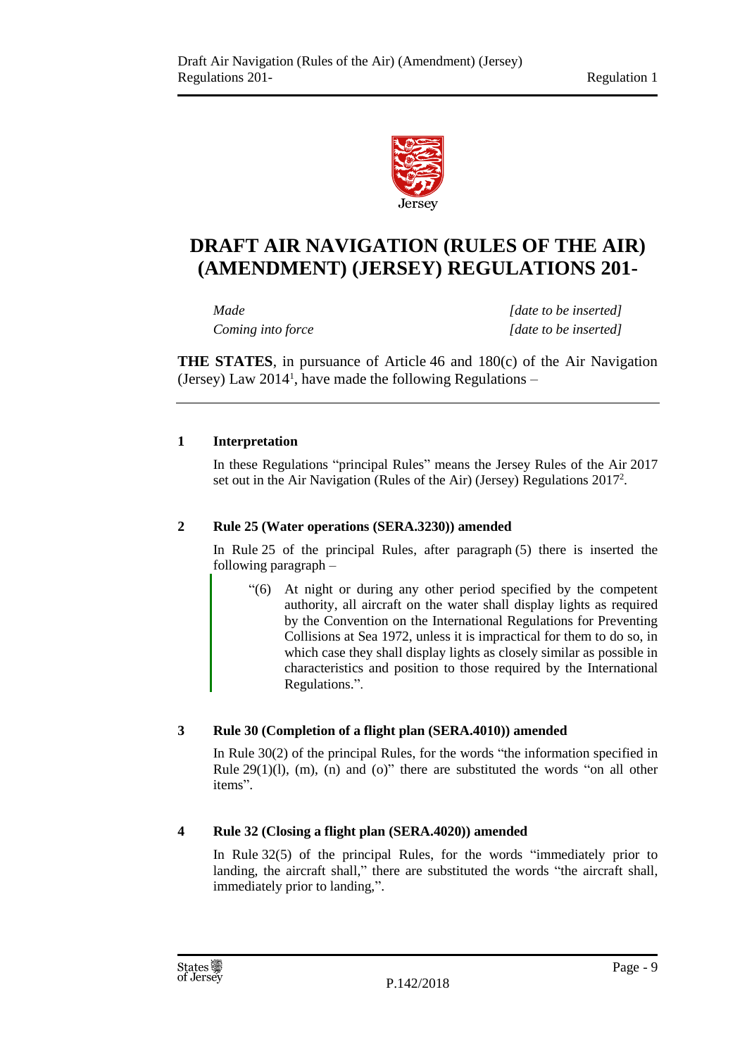# DRAFT AIR NAVIGATION (RULES OF THE AIR) (AMENDMENT) (JERSEY) REGULATIONS 201-

| | |
|---|---|
| *Made* | *[date to be inserted]* |
| *Coming into force* | *[date to be inserted]* |

**THE STATES**, in pursuance of Article 46 and 180(c) of the Air Navigation (Jersey) Law 2014[1], have made the following Regulations –

## 1 Interpretation

In these Regulations "principal Rules" means the Jersey Rules of the Air 2017 set out in the Air Navigation (Rules of the Air) (Jersey) Regulations 2017[2].

## 2 Rule 25 (Water operations (SERA.3230)) amended

In Rule 25 of the principal Rules, after paragraph (5) there is inserted the following paragraph –

> "(6) At night or during any other period specified by the competent authority, all aircraft on the water shall display lights as required by the Convention on the International Regulations for Preventing Collisions at Sea 1972, unless it is impractical for them to do so, in which case they shall display lights as closely similar as possible in characteristics and position to those required by the International Regulations.".

## 3 Rule 30 (Completion of a flight plan (SERA.4010)) amended

In Rule 30(2) of the principal Rules, for the words "the information specified in Rule 29(1)(l), (m), (n) and (o)" there are substituted the words "on all other items".

## 4 Rule 32 (Closing a flight plan (SERA.4020)) amended

In Rule 32(5) of the principal Rules, for the words "immediately prior to landing, the aircraft shall," there are substituted the words "the aircraft shall, immediately prior to landing,".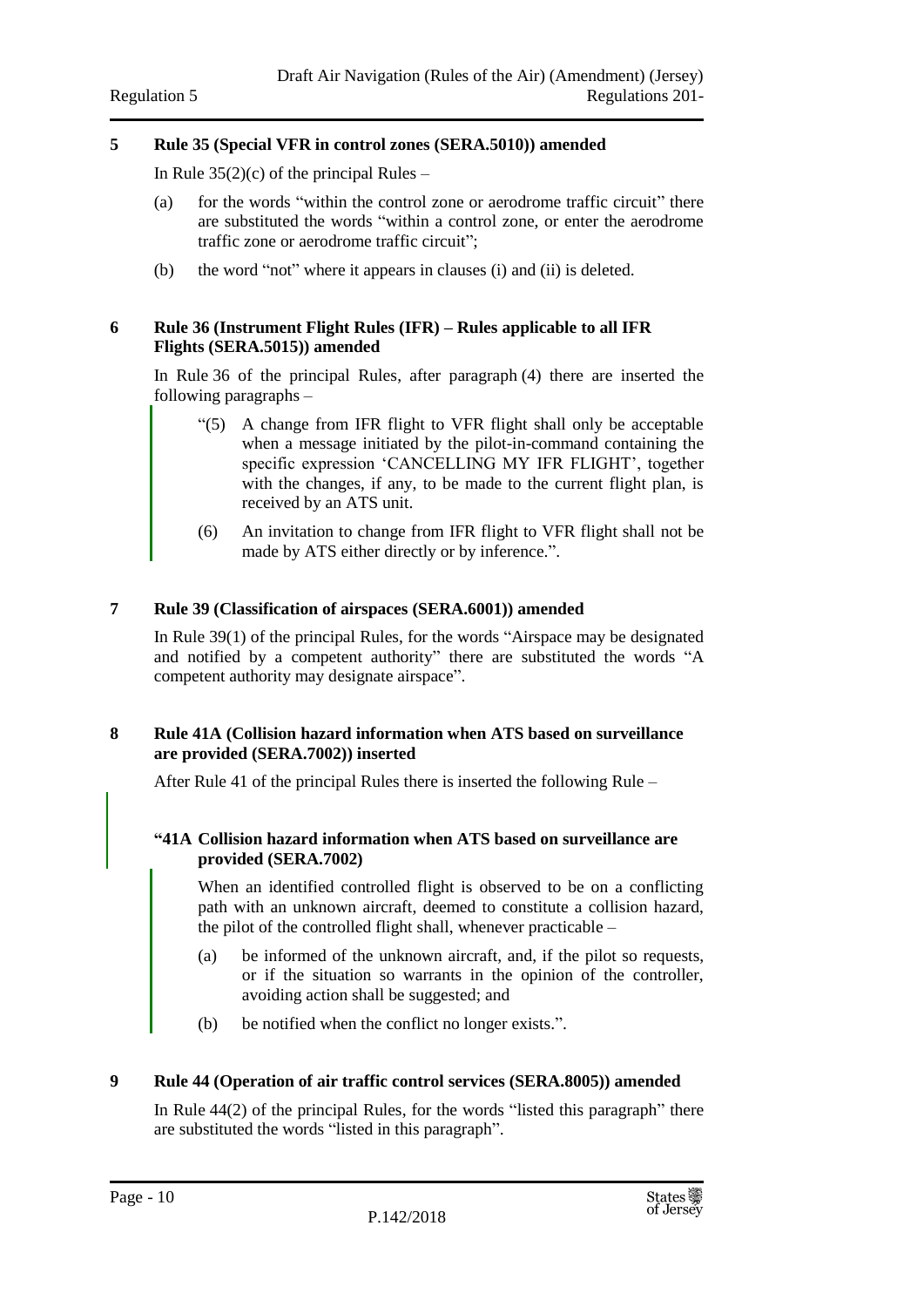## 5 Rule 35 (Special VFR in control zones (SERA.5010)) amended

In Rule 35(2)(c) of the principal Rules –

(a) for the words "within the control zone or aerodrome traffic circuit" there are substituted the words "within a control zone, or enter the aerodrome traffic zone or aerodrome traffic circuit";

(b) the word "not" where it appears in clauses (i) and (ii) is deleted.

## 6 Rule 36 (Instrument Flight Rules (IFR) – Rules applicable to all IFR Flights (SERA.5015)) amended

In Rule 36 of the principal Rules, after paragraph (4) there are inserted the following paragraphs –

> "(5) A change from IFR flight to VFR flight shall only be acceptable when a message initiated by the pilot-in-command containing the specific expression 'CANCELLING MY IFR FLIGHT', together with the changes, if any, to be made to the current flight plan, is received by an ATS unit.
>
> (6) An invitation to change from IFR flight to VFR flight shall not be made by ATS either directly or by inference.".

## 7 Rule 39 (Classification of airspaces (SERA.6001)) amended

In Rule 39(1) of the principal Rules, for the words "Airspace may be designated and notified by a competent authority" there are substituted the words "A competent authority may designate airspace".

## 8 Rule 41A (Collision hazard information when ATS based on surveillance are provided (SERA.7002)) inserted

After Rule 41 of the principal Rules there is inserted the following Rule –

> **"41A Collision hazard information when ATS based on surveillance are provided (SERA.7002)**
>
> When an identified controlled flight is observed to be on a conflicting path with an unknown aircraft, deemed to constitute a collision hazard, the pilot of the controlled flight shall, whenever practicable –
>
> (a) be informed of the unknown aircraft, and, if the pilot so requests, or if the situation so warrants in the opinion of the controller, avoiding action shall be suggested; and
>
> (b) be notified when the conflict no longer exists.".

## 9 Rule 44 (Operation of air traffic control services (SERA.8005)) amended

In Rule 44(2) of the principal Rules, for the words "listed this paragraph" there are substituted the words "listed in this paragraph".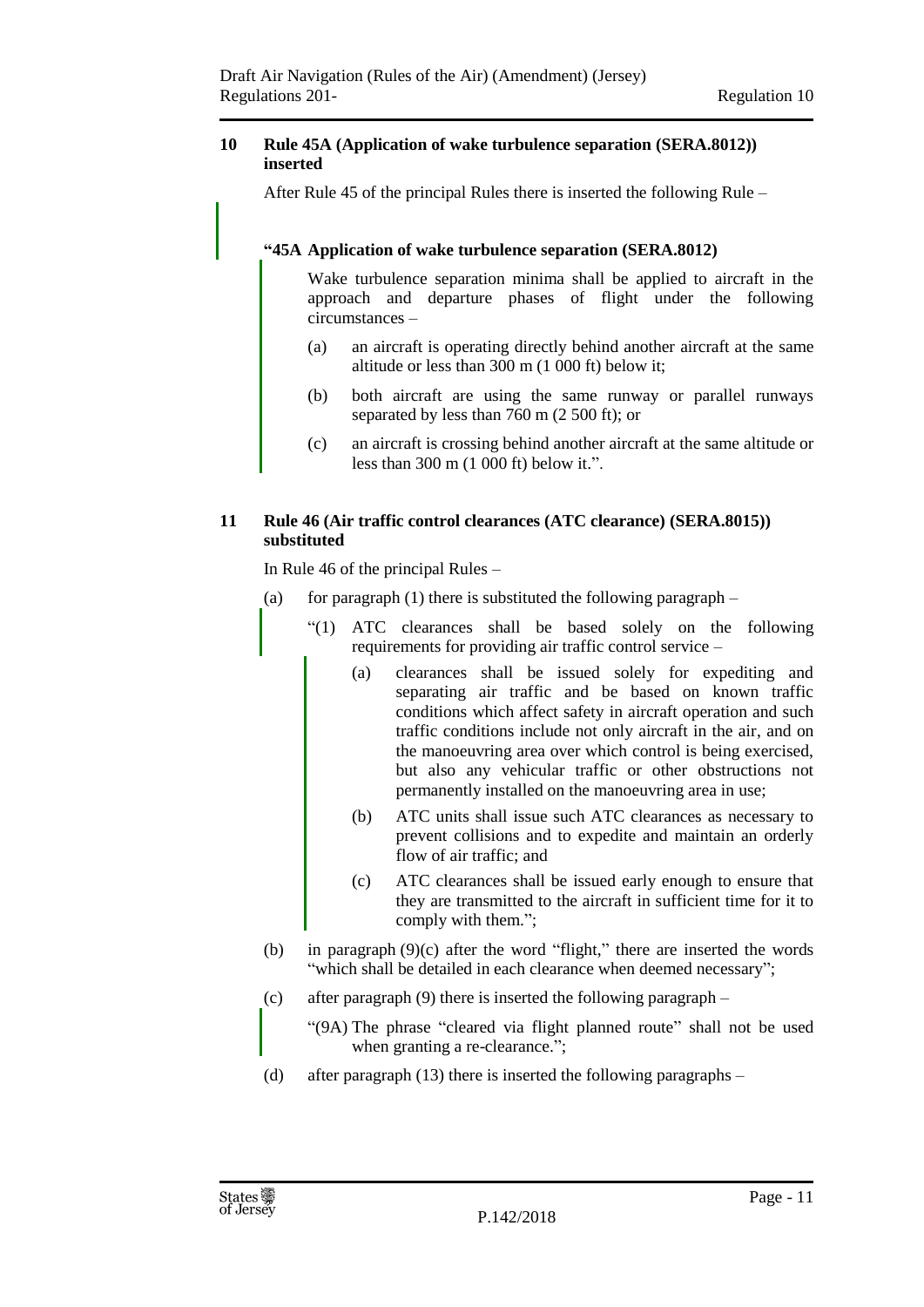## 10 Rule 45A (Application of wake turbulence separation (SERA.8012)) inserted

After Rule 45 of the principal Rules there is inserted the following Rule –

**"45A Application of wake turbulence separation (SERA.8012)**

Wake turbulence separation minima shall be applied to aircraft in the approach and departure phases of flight under the following circumstances –

(a) an aircraft is operating directly behind another aircraft at the same altitude or less than 300 m (1 000 ft) below it;

(b) both aircraft are using the same runway or parallel runways separated by less than 760 m (2 500 ft); or

(c) an aircraft is crossing behind another aircraft at the same altitude or less than 300 m (1 000 ft) below it.".

## 11 Rule 46 (Air traffic control clearances (ATC clearance) (SERA.8015)) substituted

In Rule 46 of the principal Rules –

(a) for paragraph (1) there is substituted the following paragraph –

"(1) ATC clearances shall be based solely on the following requirements for providing air traffic control service –

(a) clearances shall be issued solely for expediting and separating air traffic and be based on known traffic conditions which affect safety in aircraft operation and such traffic conditions include not only aircraft in the air, and on the manoeuvring area over which control is being exercised, but also any vehicular traffic or other obstructions not permanently installed on the manoeuvring area in use;

(b) ATC units shall issue such ATC clearances as necessary to prevent collisions and to expedite and maintain an orderly flow of air traffic; and

(c) ATC clearances shall be issued early enough to ensure that they are transmitted to the aircraft in sufficient time for it to comply with them.";

(b) in paragraph (9)(c) after the word "flight," there are inserted the words "which shall be detailed in each clearance when deemed necessary";

(c) after paragraph (9) there is inserted the following paragraph –

"(9A) The phrase "cleared via flight planned route" shall not be used when granting a re-clearance.";

(d) after paragraph (13) there is inserted the following paragraphs –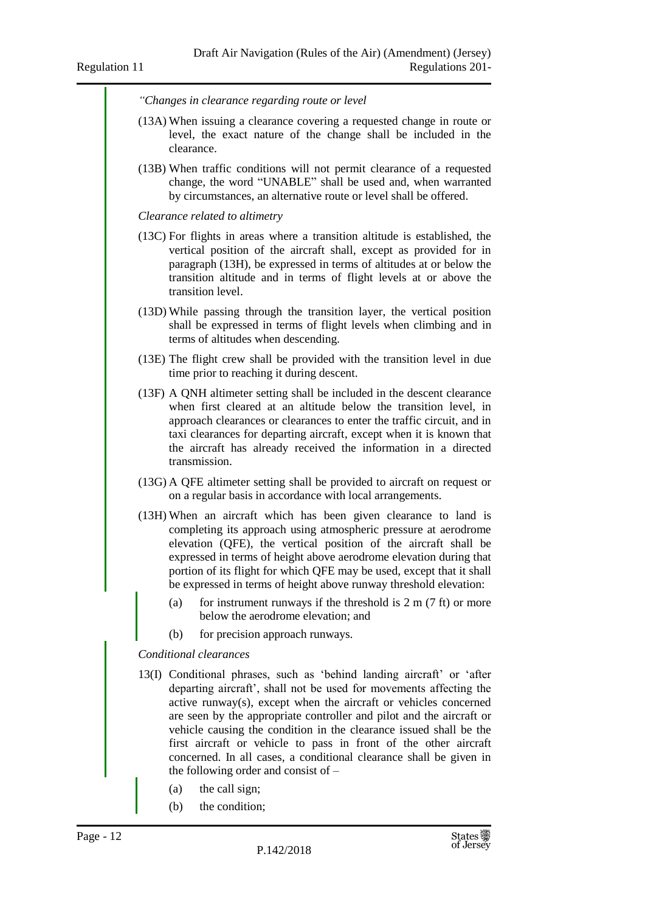*"Changes in clearance regarding route or level*

(13A) When issuing a clearance covering a requested change in route or level, the exact nature of the change shall be included in the clearance.

(13B) When traffic conditions will not permit clearance of a requested change, the word "UNABLE" shall be used and, when warranted by circumstances, an alternative route or level shall be offered.

*Clearance related to altimetry*

(13C) For flights in areas where a transition altitude is established, the vertical position of the aircraft shall, except as provided for in paragraph (13H), be expressed in terms of altitudes at or below the transition altitude and in terms of flight levels at or above the transition level.

(13D) While passing through the transition layer, the vertical position shall be expressed in terms of flight levels when climbing and in terms of altitudes when descending.

(13E) The flight crew shall be provided with the transition level in due time prior to reaching it during descent.

(13F) A QNH altimeter setting shall be included in the descent clearance when first cleared at an altitude below the transition level, in approach clearances or clearances to enter the traffic circuit, and in taxi clearances for departing aircraft, except when it is known that the aircraft has already received the information in a directed transmission.

(13G) A QFE altimeter setting shall be provided to aircraft on request or on a regular basis in accordance with local arrangements.

(13H) When an aircraft which has been given clearance to land is completing its approach using atmospheric pressure at aerodrome elevation (QFE), the vertical position of the aircraft shall be expressed in terms of height above aerodrome elevation during that portion of its flight for which QFE may be used, except that it shall be expressed in terms of height above runway threshold elevation:

(a) for instrument runways if the threshold is 2 m (7 ft) or more below the aerodrome elevation; and

(b) for precision approach runways.

*Conditional clearances*

13(I) Conditional phrases, such as 'behind landing aircraft' or 'after departing aircraft', shall not be used for movements affecting the active runway(s), except when the aircraft or vehicles concerned are seen by the appropriate controller and pilot and the aircraft or vehicle causing the condition in the clearance issued shall be the first aircraft or vehicle to pass in front of the other aircraft concerned. In all cases, a conditional clearance shall be given in the following order and consist of –

(a) the call sign;

(b) the condition;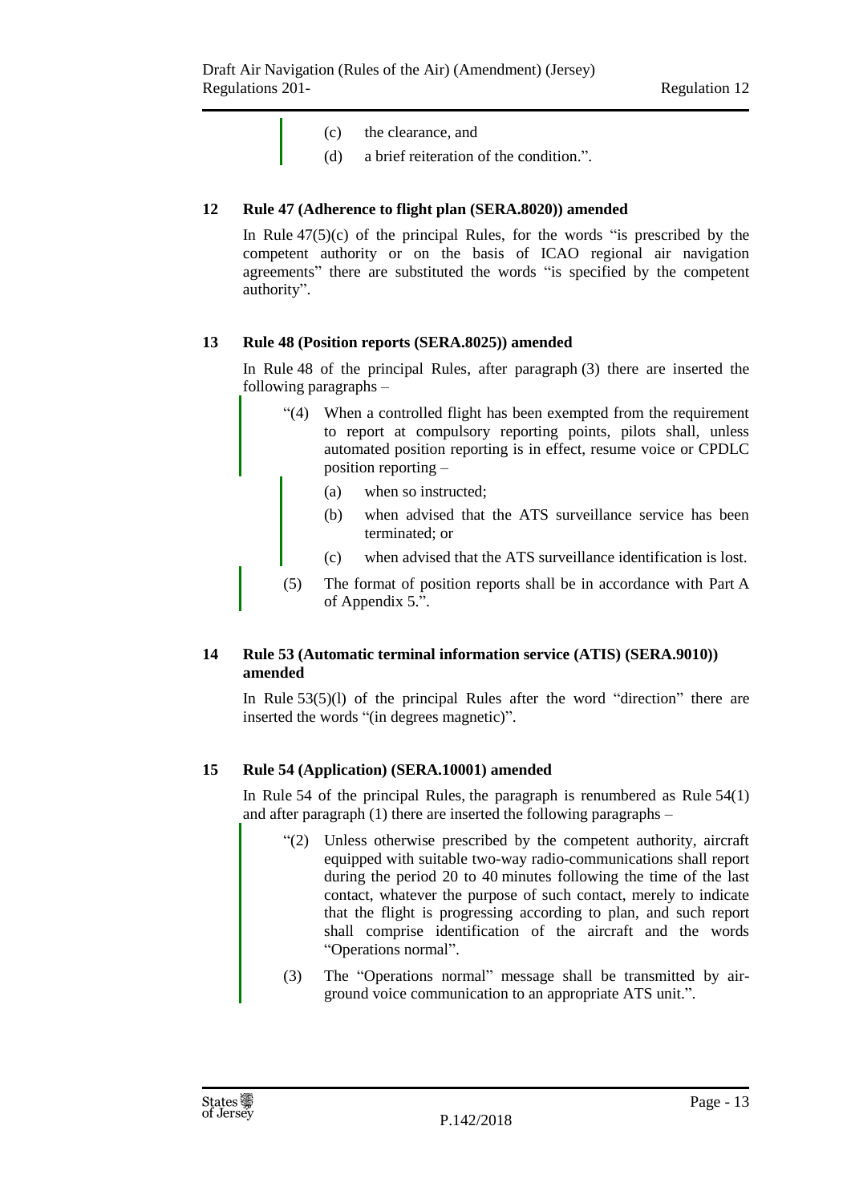(c) the clearance, and

(d) a brief reiteration of the condition.".

**12 Rule 47 (Adherence to flight plan (SERA.8020)) amended**

In Rule 47(5)(c) of the principal Rules, for the words "is prescribed by the competent authority or on the basis of ICAO regional air navigation agreements" there are substituted the words "is specified by the competent authority".

**13 Rule 48 (Position reports (SERA.8025)) amended**

In Rule 48 of the principal Rules, after paragraph (3) there are inserted the following paragraphs –

"(4) When a controlled flight has been exempted from the requirement to report at compulsory reporting points, pilots shall, unless automated position reporting is in effect, resume voice or CPDLC position reporting –

(a) when so instructed;

(b) when advised that the ATS surveillance service has been terminated; or

(c) when advised that the ATS surveillance identification is lost.

(5) The format of position reports shall be in accordance with Part A of Appendix 5.".

**14 Rule 53 (Automatic terminal information service (ATIS) (SERA.9010)) amended**

In Rule 53(5)(l) of the principal Rules after the word "direction" there are inserted the words "(in degrees magnetic)".

**15 Rule 54 (Application) (SERA.10001) amended**

In Rule 54 of the principal Rules, the paragraph is renumbered as Rule 54(1) and after paragraph (1) there are inserted the following paragraphs –

"(2) Unless otherwise prescribed by the competent authority, aircraft equipped with suitable two-way radio-communications shall report during the period 20 to 40 minutes following the time of the last contact, whatever the purpose of such contact, merely to indicate that the flight is progressing according to plan, and such report shall comprise identification of the aircraft and the words "Operations normal".

(3) The "Operations normal" message shall be transmitted by air-ground voice communication to an appropriate ATS unit.".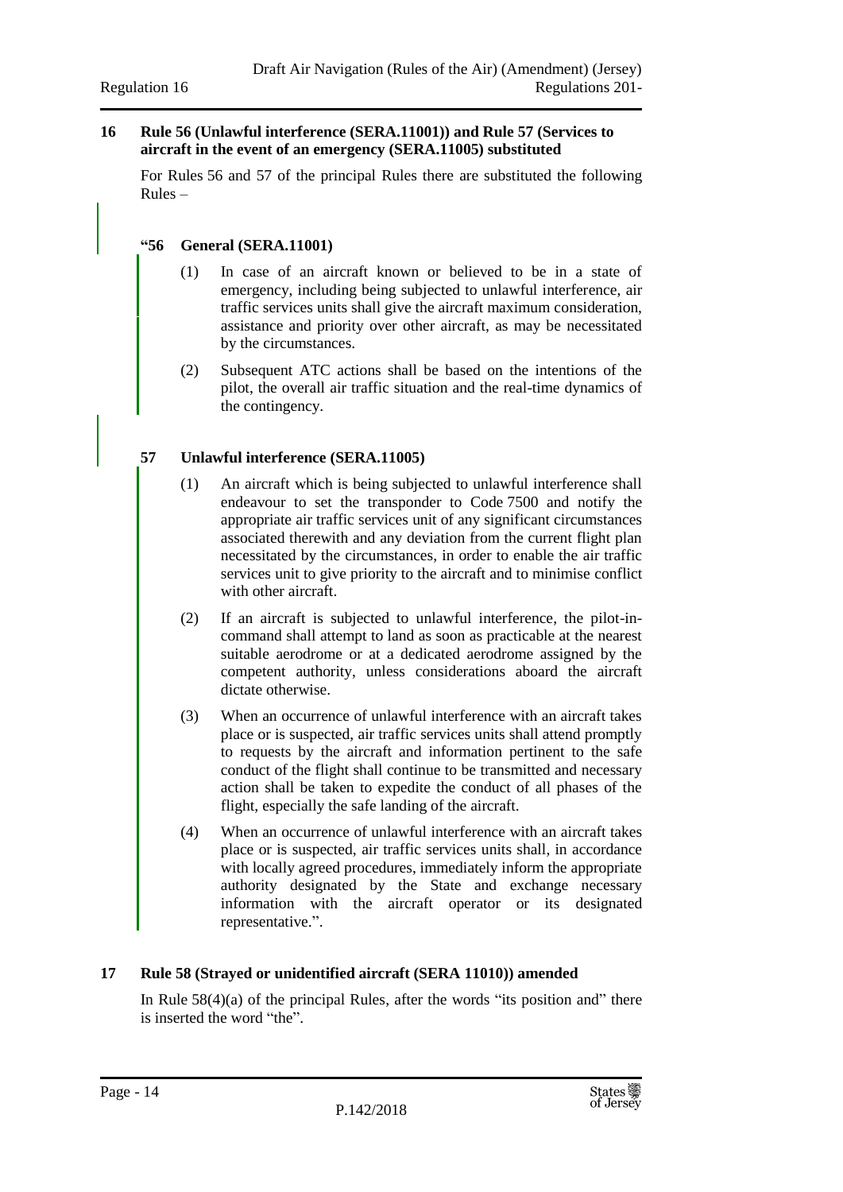**16 Rule 56 (Unlawful interference (SERA.11001)) and Rule 57 (Services to aircraft in the event of an emergency (SERA.11005) substituted**

For Rules 56 and 57 of the principal Rules there are substituted the following Rules –

**"56 General (SERA.11001)**

(1) In case of an aircraft known or believed to be in a state of emergency, including being subjected to unlawful interference, air traffic services units shall give the aircraft maximum consideration, assistance and priority over other aircraft, as may be necessitated by the circumstances.

(2) Subsequent ATC actions shall be based on the intentions of the pilot, the overall air traffic situation and the real-time dynamics of the contingency.

**57 Unlawful interference (SERA.11005)**

(1) An aircraft which is being subjected to unlawful interference shall endeavour to set the transponder to Code 7500 and notify the appropriate air traffic services unit of any significant circumstances associated therewith and any deviation from the current flight plan necessitated by the circumstances, in order to enable the air traffic services unit to give priority to the aircraft and to minimise conflict with other aircraft.

(2) If an aircraft is subjected to unlawful interference, the pilot-in-command shall attempt to land as soon as practicable at the nearest suitable aerodrome or at a dedicated aerodrome assigned by the competent authority, unless considerations aboard the aircraft dictate otherwise.

(3) When an occurrence of unlawful interference with an aircraft takes place or is suspected, air traffic services units shall attend promptly to requests by the aircraft and information pertinent to the safe conduct of the flight shall continue to be transmitted and necessary action shall be taken to expedite the conduct of all phases of the flight, especially the safe landing of the aircraft.

(4) When an occurrence of unlawful interference with an aircraft takes place or is suspected, air traffic services units shall, in accordance with locally agreed procedures, immediately inform the appropriate authority designated by the State and exchange necessary information with the aircraft operator or its designated representative.".

**17 Rule 58 (Strayed or unidentified aircraft (SERA 11010)) amended**

In Rule 58(4)(a) of the principal Rules, after the words "its position and" there is inserted the word "the".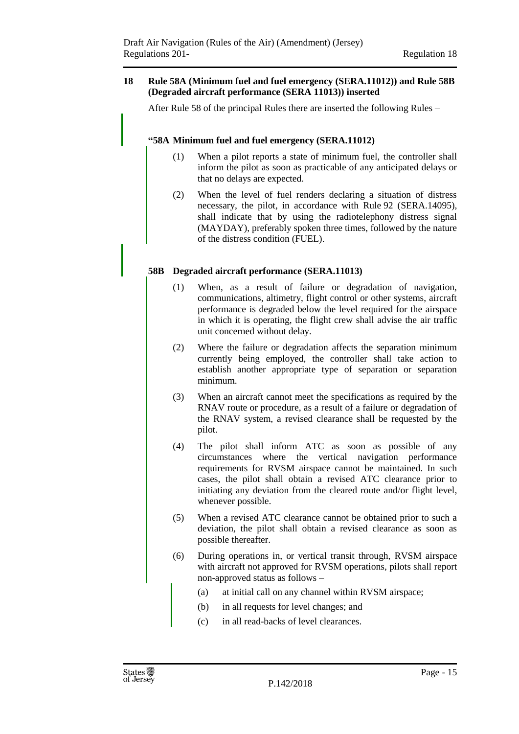**18 Rule 58A (Minimum fuel and fuel emergency (SERA.11012)) and Rule 58B (Degraded aircraft performance (SERA 11013)) inserted**

After Rule 58 of the principal Rules there are inserted the following Rules –

**"58A Minimum fuel and fuel emergency (SERA.11012)**

(1) When a pilot reports a state of minimum fuel, the controller shall inform the pilot as soon as practicable of any anticipated delays or that no delays are expected.

(2) When the level of fuel renders declaring a situation of distress necessary, the pilot, in accordance with Rule 92 (SERA.14095), shall indicate that by using the radiotelephony distress signal (MAYDAY), preferably spoken three times, followed by the nature of the distress condition (FUEL).

**58B Degraded aircraft performance (SERA.11013)**

(1) When, as a result of failure or degradation of navigation, communications, altimetry, flight control or other systems, aircraft performance is degraded below the level required for the airspace in which it is operating, the flight crew shall advise the air traffic unit concerned without delay.

(2) Where the failure or degradation affects the separation minimum currently being employed, the controller shall take action to establish another appropriate type of separation or separation minimum.

(3) When an aircraft cannot meet the specifications as required by the RNAV route or procedure, as a result of a failure or degradation of the RNAV system, a revised clearance shall be requested by the pilot.

(4) The pilot shall inform ATC as soon as possible of any circumstances where the vertical navigation performance requirements for RVSM airspace cannot be maintained. In such cases, the pilot shall obtain a revised ATC clearance prior to initiating any deviation from the cleared route and/or flight level, whenever possible.

(5) When a revised ATC clearance cannot be obtained prior to such a deviation, the pilot shall obtain a revised clearance as soon as possible thereafter.

(6) During operations in, or vertical transit through, RVSM airspace with aircraft not approved for RVSM operations, pilots shall report non-approved status as follows –

(a) at initial call on any channel within RVSM airspace;

(b) in all requests for level changes; and

(c) in all read-backs of level clearances.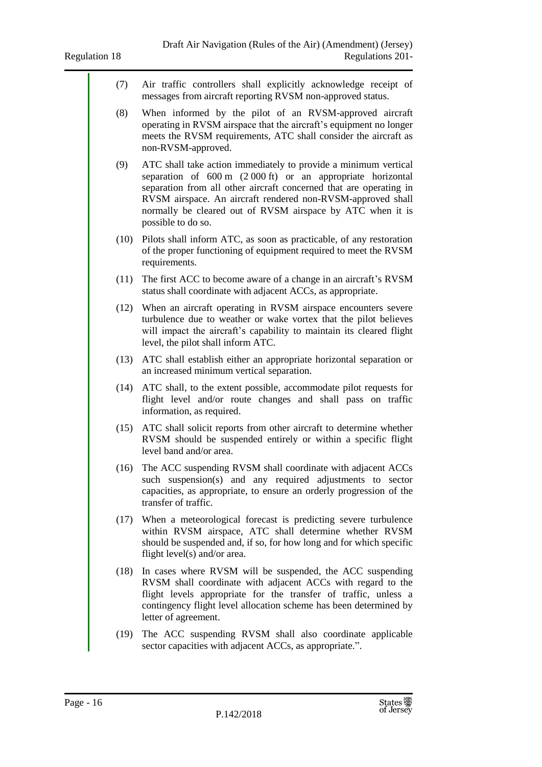(7) Air traffic controllers shall explicitly acknowledge receipt of messages from aircraft reporting RVSM non-approved status.

(8) When informed by the pilot of an RVSM-approved aircraft operating in RVSM airspace that the aircraft's equipment no longer meets the RVSM requirements, ATC shall consider the aircraft as non-RVSM-approved.

(9) ATC shall take action immediately to provide a minimum vertical separation of 600 m (2 000 ft) or an appropriate horizontal separation from all other aircraft concerned that are operating in RVSM airspace. An aircraft rendered non-RVSM-approved shall normally be cleared out of RVSM airspace by ATC when it is possible to do so.

(10) Pilots shall inform ATC, as soon as practicable, of any restoration of the proper functioning of equipment required to meet the RVSM requirements.

(11) The first ACC to become aware of a change in an aircraft's RVSM status shall coordinate with adjacent ACCs, as appropriate.

(12) When an aircraft operating in RVSM airspace encounters severe turbulence due to weather or wake vortex that the pilot believes will impact the aircraft's capability to maintain its cleared flight level, the pilot shall inform ATC.

(13) ATC shall establish either an appropriate horizontal separation or an increased minimum vertical separation.

(14) ATC shall, to the extent possible, accommodate pilot requests for flight level and/or route changes and shall pass on traffic information, as required.

(15) ATC shall solicit reports from other aircraft to determine whether RVSM should be suspended entirely or within a specific flight level band and/or area.

(16) The ACC suspending RVSM shall coordinate with adjacent ACCs such suspension(s) and any required adjustments to sector capacities, as appropriate, to ensure an orderly progression of the transfer of traffic.

(17) When a meteorological forecast is predicting severe turbulence within RVSM airspace, ATC shall determine whether RVSM should be suspended and, if so, for how long and for which specific flight level(s) and/or area.

(18) In cases where RVSM will be suspended, the ACC suspending RVSM shall coordinate with adjacent ACCs with regard to the flight levels appropriate for the transfer of traffic, unless a contingency flight level allocation scheme has been determined by letter of agreement.

(19) The ACC suspending RVSM shall also coordinate applicable sector capacities with adjacent ACCs, as appropriate.".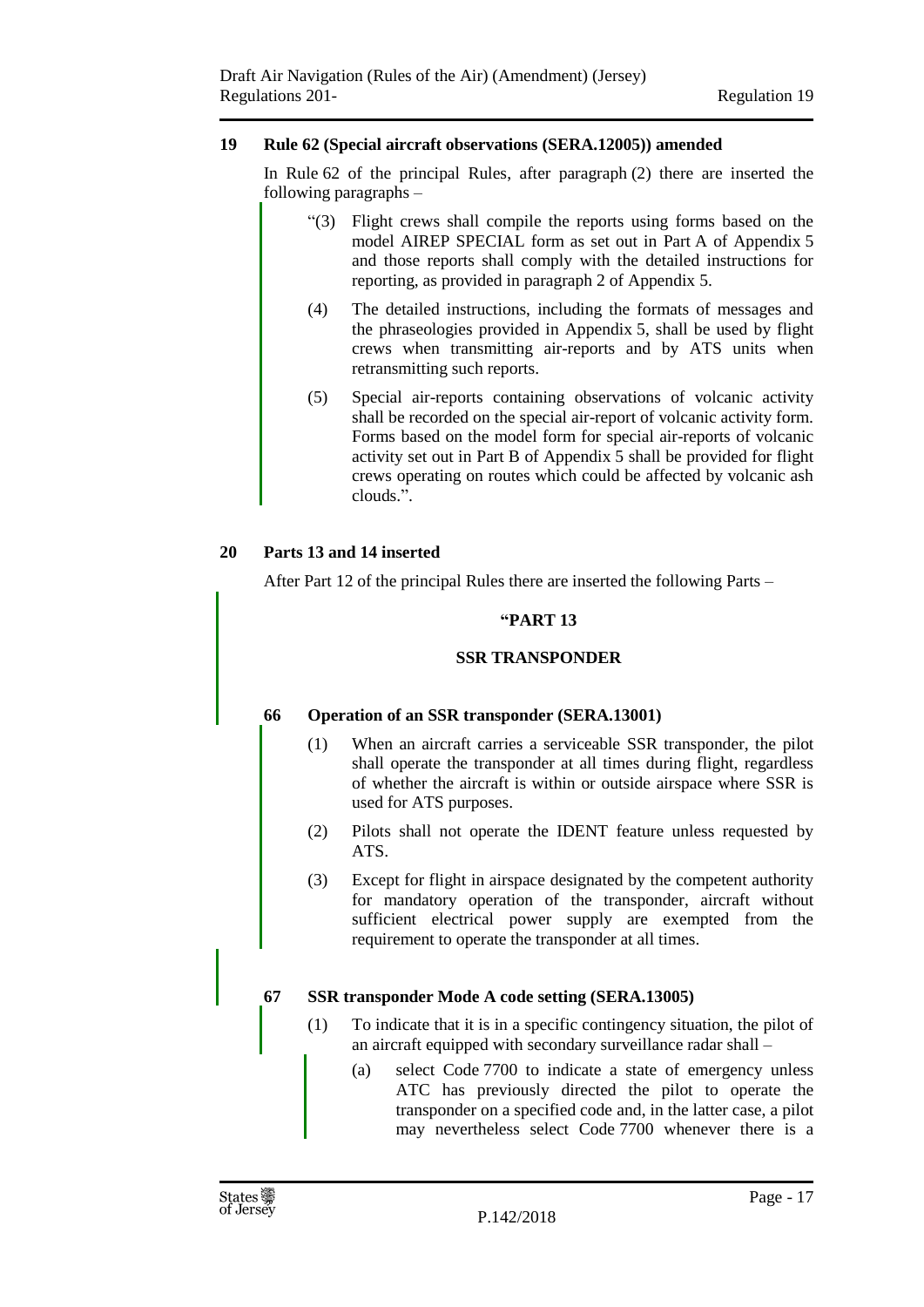## 19 Rule 62 (Special aircraft observations (SERA.12005)) amended

In Rule 62 of the principal Rules, after paragraph (2) there are inserted the following paragraphs –

> "(3) Flight crews shall compile the reports using forms based on the model AIREP SPECIAL form as set out in Part A of Appendix 5 and those reports shall comply with the detailed instructions for reporting, as provided in paragraph 2 of Appendix 5.
>
> (4) The detailed instructions, including the formats of messages and the phraseologies provided in Appendix 5, shall be used by flight crews when transmitting air-reports and by ATS units when retransmitting such reports.
>
> (5) Special air-reports containing observations of volcanic activity shall be recorded on the special air-report of volcanic activity form. Forms based on the model form for special air-reports of volcanic activity set out in Part B of Appendix 5 shall be provided for flight crews operating on routes which could be affected by volcanic ash clouds.".

## 20 Parts 13 and 14 inserted

After Part 12 of the principal Rules there are inserted the following Parts –

**"PART 13**

**SSR TRANSPONDER**

### 66 Operation of an SSR transponder (SERA.13001)

(1) When an aircraft carries a serviceable SSR transponder, the pilot shall operate the transponder at all times during flight, regardless of whether the aircraft is within or outside airspace where SSR is used for ATS purposes.

(2) Pilots shall not operate the IDENT feature unless requested by ATS.

(3) Except for flight in airspace designated by the competent authority for mandatory operation of the transponder, aircraft without sufficient electrical power supply are exempted from the requirement to operate the transponder at all times.

### 67 SSR transponder Mode A code setting (SERA.13005)

(1) To indicate that it is in a specific contingency situation, the pilot of an aircraft equipped with secondary surveillance radar shall –

(a) select Code 7700 to indicate a state of emergency unless ATC has previously directed the pilot to operate the transponder on a specified code and, in the latter case, a pilot may nevertheless select Code 7700 whenever there is a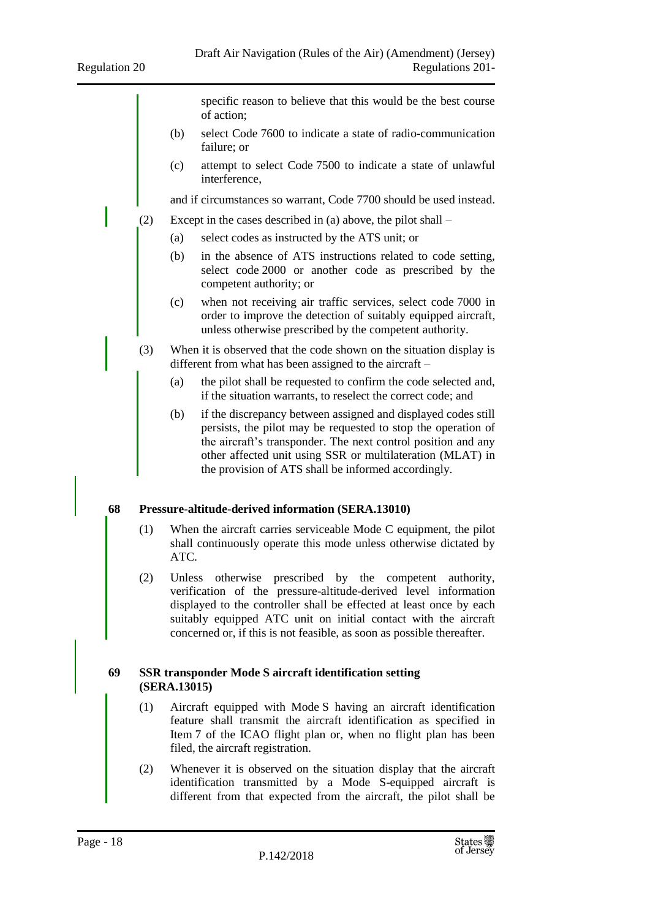specific reason to believe that this would be the best course of action;

(b) select Code 7600 to indicate a state of radio-communication failure; or

(c) attempt to select Code 7500 to indicate a state of unlawful interference,

and if circumstances so warrant, Code 7700 should be used instead.

(2) Except in the cases described in (a) above, the pilot shall –

(a) select codes as instructed by the ATS unit; or

(b) in the absence of ATS instructions related to code setting, select code 2000 or another code as prescribed by the competent authority; or

(c) when not receiving air traffic services, select code 7000 in order to improve the detection of suitably equipped aircraft, unless otherwise prescribed by the competent authority.

(3) When it is observed that the code shown on the situation display is different from what has been assigned to the aircraft –

(a) the pilot shall be requested to confirm the code selected and, if the situation warrants, to reselect the correct code; and

(b) if the discrepancy between assigned and displayed codes still persists, the pilot may be requested to stop the operation of the aircraft's transponder. The next control position and any other affected unit using SSR or multilateration (MLAT) in the provision of ATS shall be informed accordingly.

**68 Pressure-altitude-derived information (SERA.13010)**

(1) When the aircraft carries serviceable Mode C equipment, the pilot shall continuously operate this mode unless otherwise dictated by ATC.

(2) Unless otherwise prescribed by the competent authority, verification of the pressure-altitude-derived level information displayed to the controller shall be effected at least once by each suitably equipped ATC unit on initial contact with the aircraft concerned or, if this is not feasible, as soon as possible thereafter.

**69 SSR transponder Mode S aircraft identification setting (SERA.13015)**

(1) Aircraft equipped with Mode S having an aircraft identification feature shall transmit the aircraft identification as specified in Item 7 of the ICAO flight plan or, when no flight plan has been filed, the aircraft registration.

(2) Whenever it is observed on the situation display that the aircraft identification transmitted by a Mode S-equipped aircraft is different from that expected from the aircraft, the pilot shall be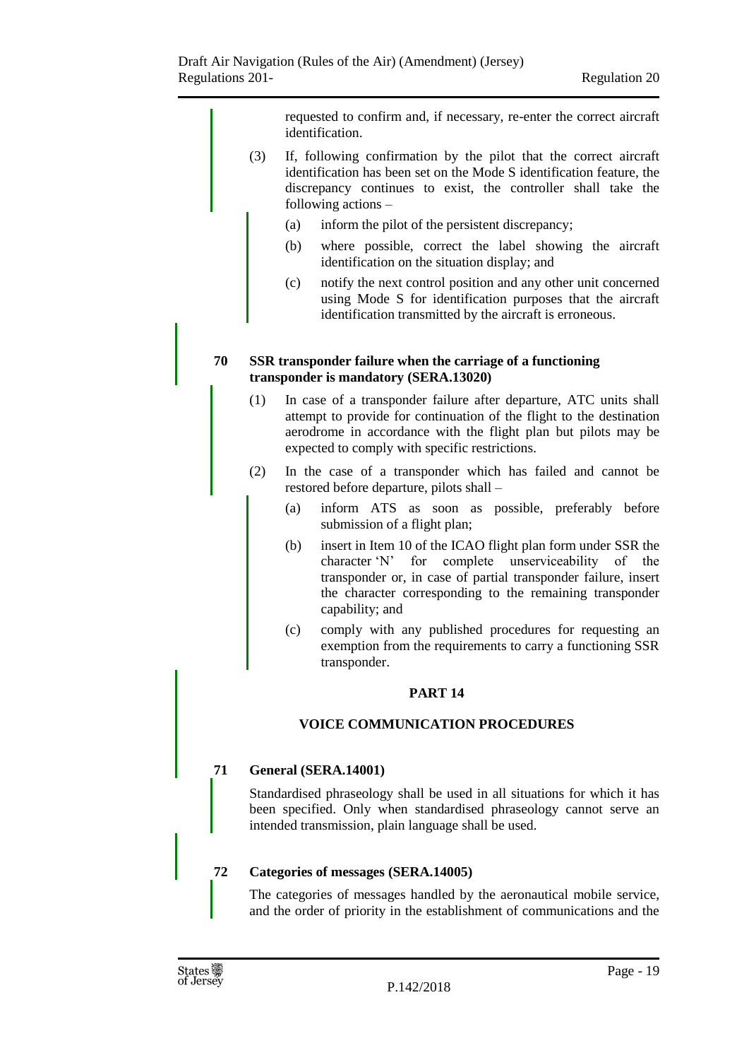requested to confirm and, if necessary, re-enter the correct aircraft identification.

(3) If, following confirmation by the pilot that the correct aircraft identification has been set on the Mode S identification feature, the discrepancy continues to exist, the controller shall take the following actions –

(a) inform the pilot of the persistent discrepancy;

(b) where possible, correct the label showing the aircraft identification on the situation display; and

(c) notify the next control position and any other unit concerned using Mode S for identification purposes that the aircraft identification transmitted by the aircraft is erroneous.

### 70 SSR transponder failure when the carriage of a functioning transponder is mandatory (SERA.13020)

(1) In case of a transponder failure after departure, ATC units shall attempt to provide for continuation of the flight to the destination aerodrome in accordance with the flight plan but pilots may be expected to comply with specific restrictions.

(2) In the case of a transponder which has failed and cannot be restored before departure, pilots shall –

(a) inform ATS as soon as possible, preferably before submission of a flight plan;

(b) insert in Item 10 of the ICAO flight plan form under SSR the character 'N' for complete unserviceability of the transponder or, in case of partial transponder failure, insert the character corresponding to the remaining transponder capability; and

(c) comply with any published procedures for requesting an exemption from the requirements to carry a functioning SSR transponder.

## PART 14

## VOICE COMMUNICATION PROCEDURES

### 71 General (SERA.14001)

Standardised phraseology shall be used in all situations for which it has been specified. Only when standardised phraseology cannot serve an intended transmission, plain language shall be used.

### 72 Categories of messages (SERA.14005)

The categories of messages handled by the aeronautical mobile service, and the order of priority in the establishment of communications and the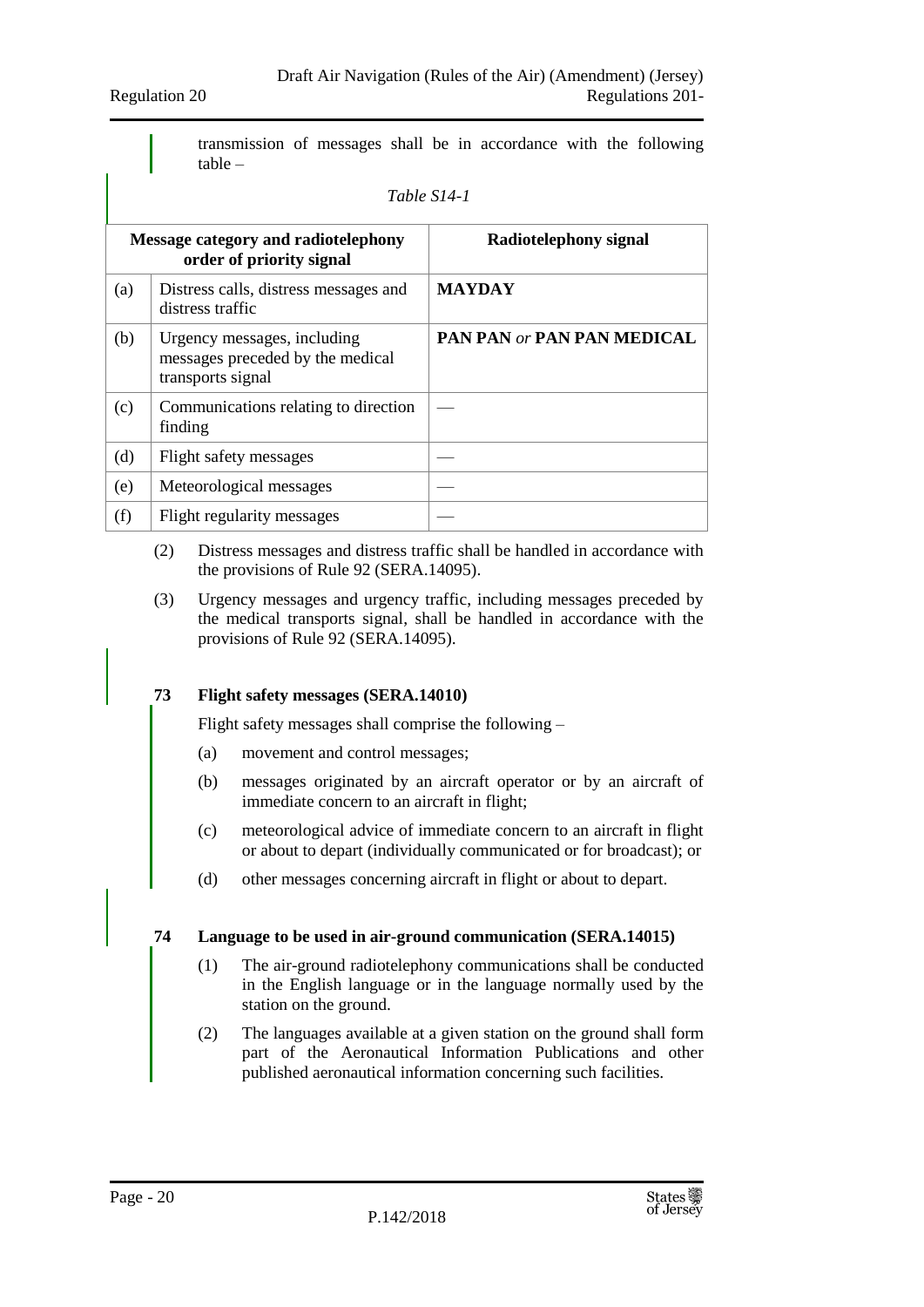transmission of messages shall be in accordance with the following table –

*Table S14-1*

| Message category and radiotelephony order of priority signal | | Radiotelephony signal |
|---|---|---|
| (a) | Distress calls, distress messages and distress traffic | **MAYDAY** |
| (b) | Urgency messages, including messages preceded by the medical transports signal | **PAN PAN** *or* **PAN PAN MEDICAL** |
| (c) | Communications relating to direction finding | — |
| (d) | Flight safety messages | — |
| (e) | Meteorological messages | — |
| (f) | Flight regularity messages | — |

(2) Distress messages and distress traffic shall be handled in accordance with the provisions of Rule 92 (SERA.14095).

(3) Urgency messages and urgency traffic, including messages preceded by the medical transports signal, shall be handled in accordance with the provisions of Rule 92 (SERA.14095).

**73 Flight safety messages (SERA.14010)**

Flight safety messages shall comprise the following –

(a) movement and control messages;

(b) messages originated by an aircraft operator or by an aircraft of immediate concern to an aircraft in flight;

(c) meteorological advice of immediate concern to an aircraft in flight or about to depart (individually communicated or for broadcast); or

(d) other messages concerning aircraft in flight or about to depart.

**74 Language to be used in air-ground communication (SERA.14015)**

(1) The air-ground radiotelephony communications shall be conducted in the English language or in the language normally used by the station on the ground.

(2) The languages available at a given station on the ground shall form part of the Aeronautical Information Publications and other published aeronautical information concerning such facilities.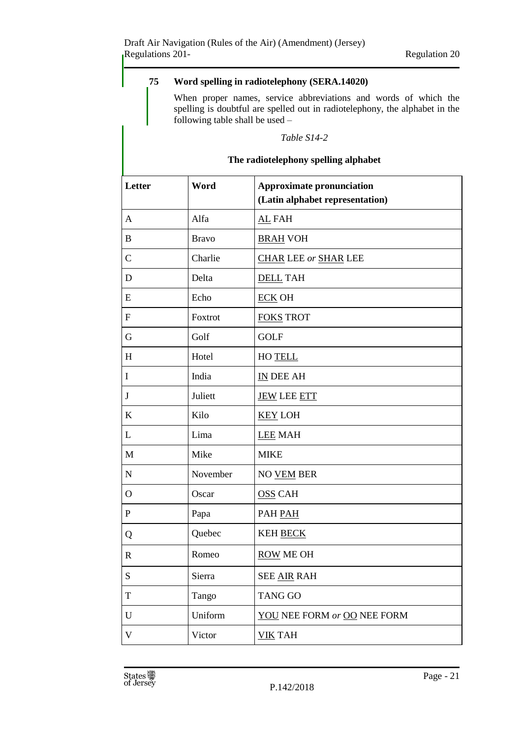### 75 Word spelling in radiotelephony (SERA.14020)

When proper names, service abbreviations and words of which the spelling is doubtful are spelled out in radiotelephony, the alphabet in the following table shall be used –

*Table S14-2*

**The radiotelephony spelling alphabet**

| **Letter** | **Word** | **Approximate pronunciation (Latin alphabet representation)** |
|---|---|---|
| A | Alfa | <u>AL</u> FAH |
| B | Bravo | <u>BRAH</u> VOH |
| C | Charlie | <u>CHAR</u> LEE *or* <u>SHAR</u> LEE |
| D | Delta | <u>DELL</u> TAH |
| E | Echo | <u>ECK</u> OH |
| F | Foxtrot | <u>FOKS</u> TROT |
| G | Golf | GOLF |
| H | Hotel | HO <u>TELL</u> |
| I | India | <u>IN</u> DEE AH |
| J | Juliett | <u>JEW</u> LEE <u>ETT</u> |
| K | Kilo | <u>KEY</u> LOH |
| L | Lima | <u>LEE</u> MAH |
| M | Mike | MIKE |
| N | November | NO <u>VEM</u> BER |
| O | Oscar | <u>OSS</u> CAH |
| P | Papa | PAH <u>PAH</u> |
| Q | Quebec | KEH <u>BECK</u> |
| R | Romeo | <u>ROW</u> ME OH |
| S | Sierra | SEE <u>AIR</u> RAH |
| T | Tango | TANG GO |
| U | Uniform | <u>YOU</u> NEE FORM *or* <u>OO</u> NEE FORM |
| V | Victor | <u>VIK</u> TAH |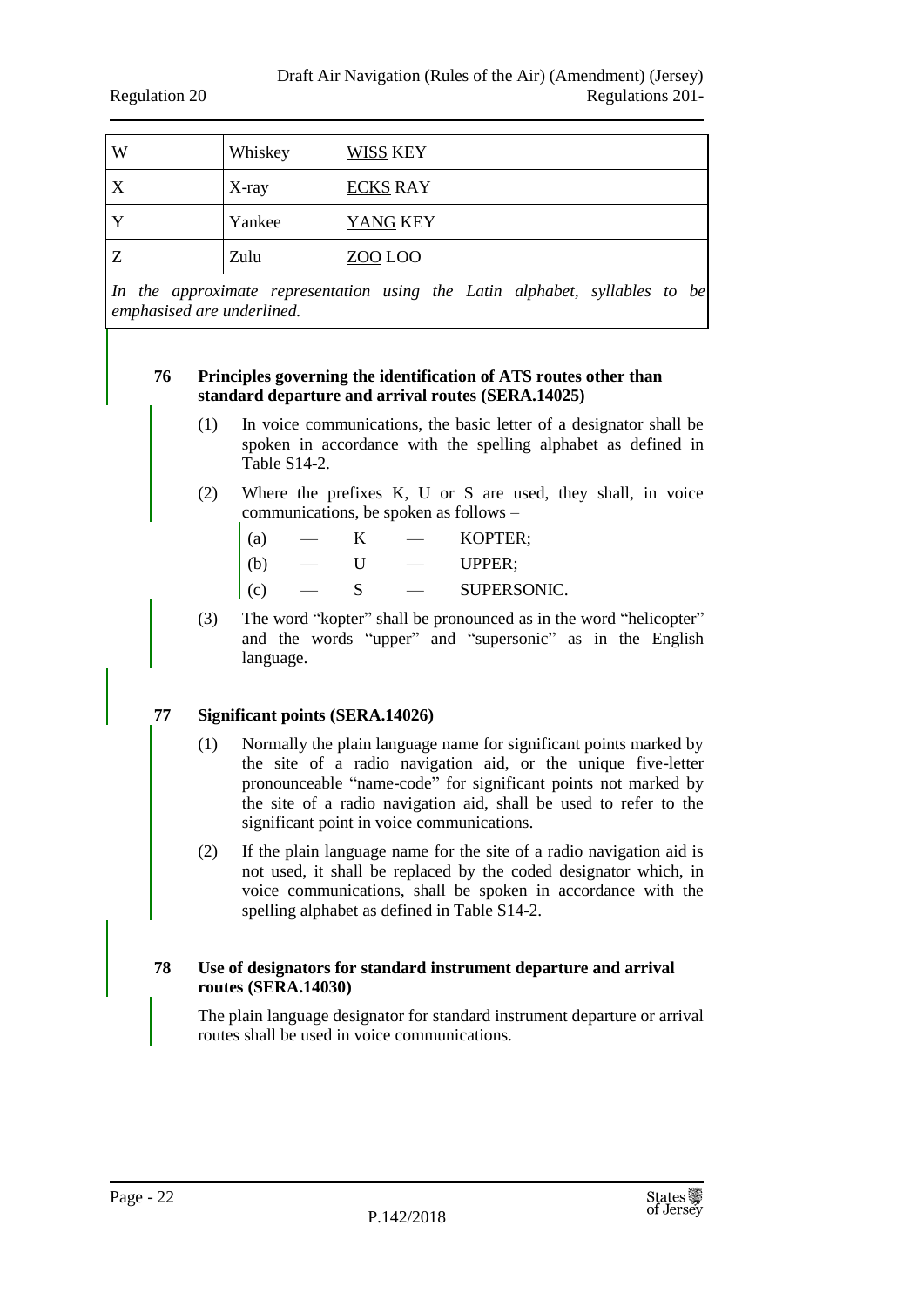| W | Whiskey | <u>WISS</u> KEY |
|---|---|---|
| X | X-ray | <u>ECKS</u> RAY |
| Y | Yankee | <u>YANG</u> KEY |
| Z | Zulu | <u>ZOO</u> LOO |

*In the approximate representation using the Latin alphabet, syllables to be emphasised are underlined.*

**76 Principles governing the identification of ATS routes other than standard departure and arrival routes (SERA.14025)**

(1) In voice communications, the basic letter of a designator shall be spoken in accordance with the spelling alphabet as defined in Table S14-2.

(2) Where the prefixes K, U or S are used, they shall, in voice communications, be spoken as follows –

(a) — K — KOPTER;

(b) — U — UPPER;

(c) — S — SUPERSONIC.

(3) The word "kopter" shall be pronounced as in the word "helicopter" and the words "upper" and "supersonic" as in the English language.

**77 Significant points (SERA.14026)**

(1) Normally the plain language name for significant points marked by the site of a radio navigation aid, or the unique five-letter pronounceable "name-code" for significant points not marked by the site of a radio navigation aid, shall be used to refer to the significant point in voice communications.

(2) If the plain language name for the site of a radio navigation aid is not used, it shall be replaced by the coded designator which, in voice communications, shall be spoken in accordance with the spelling alphabet as defined in Table S14-2.

**78 Use of designators for standard instrument departure and arrival routes (SERA.14030)**

The plain language designator for standard instrument departure or arrival routes shall be used in voice communications.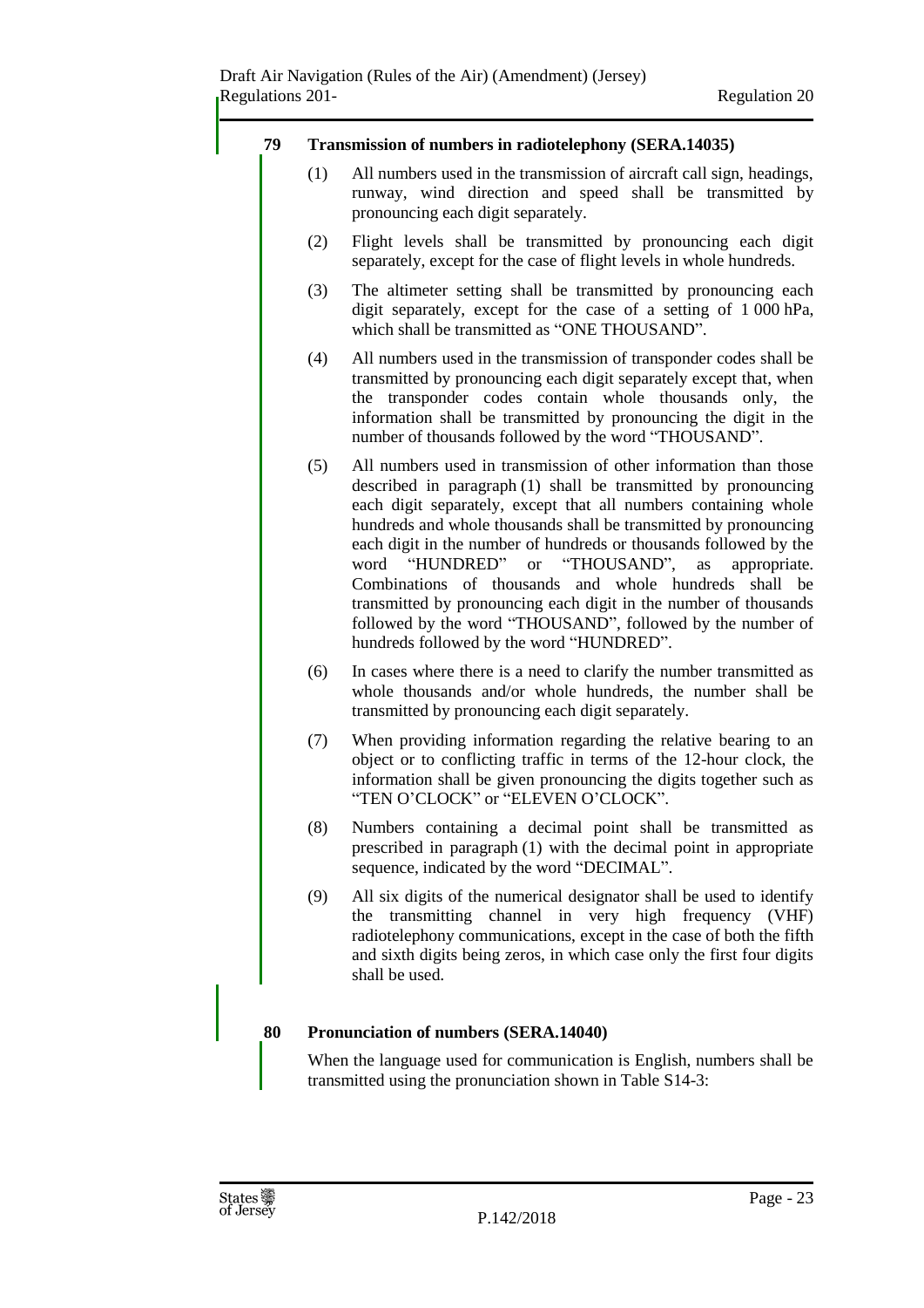**79 Transmission of numbers in radiotelephony (SERA.14035)**

(1) All numbers used in the transmission of aircraft call sign, headings, runway, wind direction and speed shall be transmitted by pronouncing each digit separately.

(2) Flight levels shall be transmitted by pronouncing each digit separately, except for the case of flight levels in whole hundreds.

(3) The altimeter setting shall be transmitted by pronouncing each digit separately, except for the case of a setting of 1 000 hPa, which shall be transmitted as "ONE THOUSAND".

(4) All numbers used in the transmission of transponder codes shall be transmitted by pronouncing each digit separately except that, when the transponder codes contain whole thousands only, the information shall be transmitted by pronouncing the digit in the number of thousands followed by the word "THOUSAND".

(5) All numbers used in transmission of other information than those described in paragraph (1) shall be transmitted by pronouncing each digit separately, except that all numbers containing whole hundreds and whole thousands shall be transmitted by pronouncing each digit in the number of hundreds or thousands followed by the word "HUNDRED" or "THOUSAND", as appropriate. Combinations of thousands and whole hundreds shall be transmitted by pronouncing each digit in the number of thousands followed by the word "THOUSAND", followed by the number of hundreds followed by the word "HUNDRED".

(6) In cases where there is a need to clarify the number transmitted as whole thousands and/or whole hundreds, the number shall be transmitted by pronouncing each digit separately.

(7) When providing information regarding the relative bearing to an object or to conflicting traffic in terms of the 12-hour clock, the information shall be given pronouncing the digits together such as "TEN O'CLOCK" or "ELEVEN O'CLOCK".

(8) Numbers containing a decimal point shall be transmitted as prescribed in paragraph (1) with the decimal point in appropriate sequence, indicated by the word "DECIMAL".

(9) All six digits of the numerical designator shall be used to identify the transmitting channel in very high frequency (VHF) radiotelephony communications, except in the case of both the fifth and sixth digits being zeros, in which case only the first four digits shall be used.

**80 Pronunciation of numbers (SERA.14040)**

When the language used for communication is English, numbers shall be transmitted using the pronunciation shown in Table S14-3: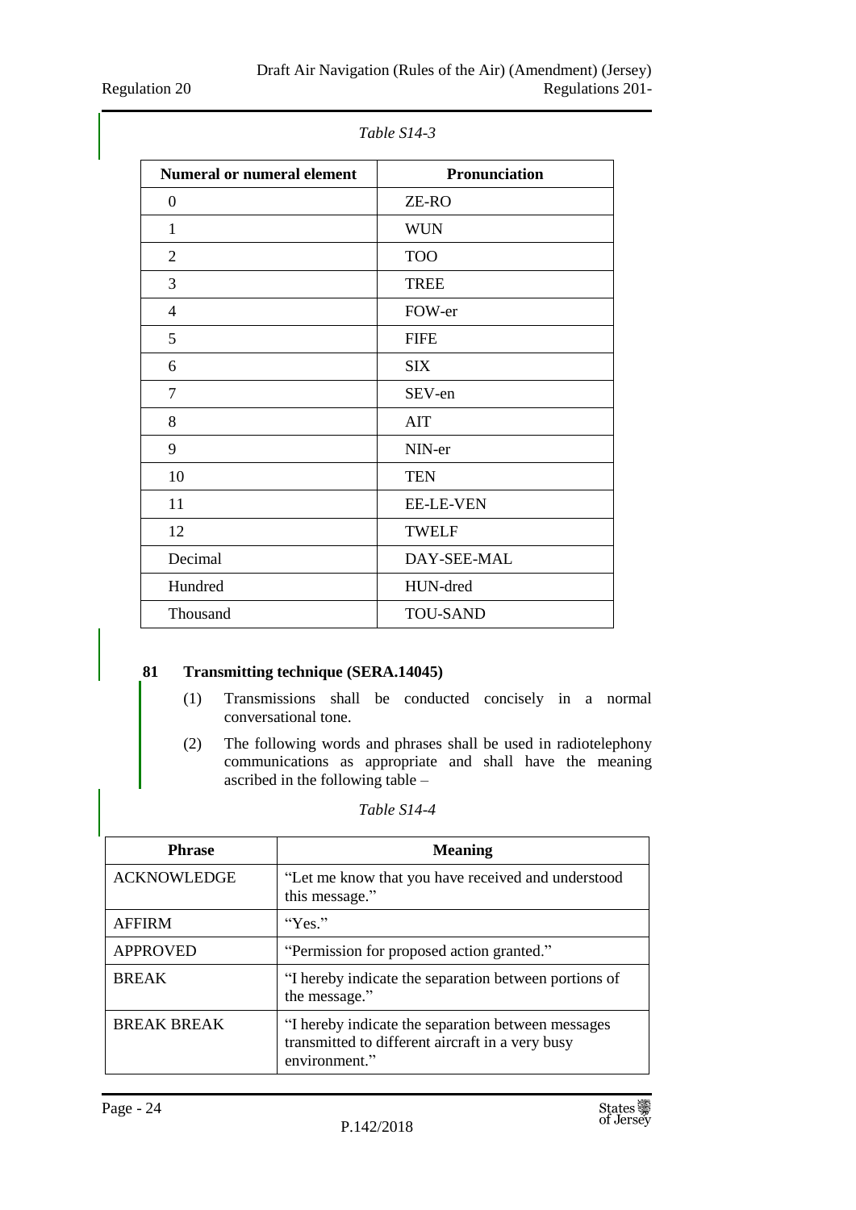*Table S14-3*

| Numeral or numeral element | Pronunciation |
|---|---|
| 0 | ZE-RO |
| 1 | WUN |
| 2 | TOO |
| 3 | TREE |
| 4 | FOW-er |
| 5 | FIFE |
| 6 | SIX |
| 7 | SEV-en |
| 8 | AIT |
| 9 | NIN-er |
| 10 | TEN |
| 11 | EE-LE-VEN |
| 12 | TWELF |
| Decimal | DAY-SEE-MAL |
| Hundred | HUN-dred |
| Thousand | TOU-SAND |

### 81 Transmitting technique (SERA.14045)

(1) Transmissions shall be conducted concisely in a normal conversational tone.

(2) The following words and phrases shall be used in radiotelephony communications as appropriate and shall have the meaning ascribed in the following table –

*Table S14-4*

| Phrase | Meaning |
|---|---|
| ACKNOWLEDGE | "Let me know that you have received and understood this message." |
| AFFIRM | "Yes." |
| APPROVED | "Permission for proposed action granted." |
| BREAK | "I hereby indicate the separation between portions of the message." |
| BREAK BREAK | "I hereby indicate the separation between messages transmitted to different aircraft in a very busy environment." |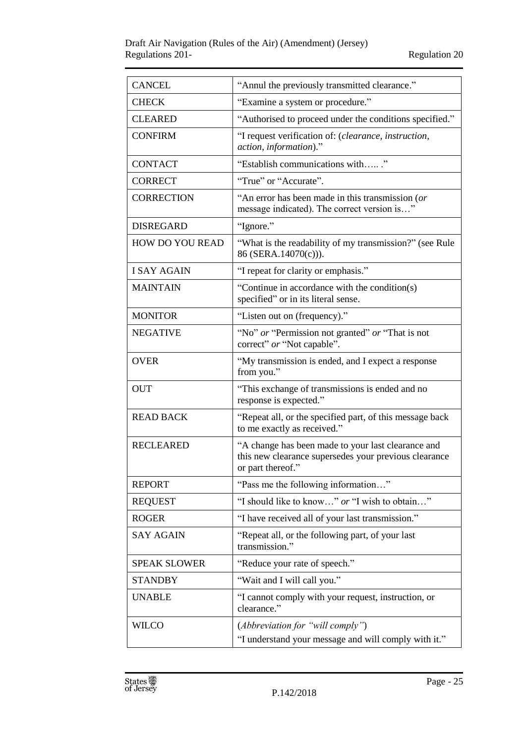| | |
|---|---|
| CANCEL | "Annul the previously transmitted clearance." |
| CHECK | "Examine a system or procedure." |
| CLEARED | "Authorised to proceed under the conditions specified." |
| CONFIRM | "I request verification of: (*clearance, instruction, action, information*)." |
| CONTACT | "Establish communications with….. ." |
| CORRECT | "True" or "Accurate". |
| CORRECTION | "An error has been made in this transmission (*or* message indicated). The correct version is…" |
| DISREGARD | "Ignore." |
| HOW DO YOU READ | "What is the readability of my transmission?" (see Rule 86 (SERA.14070(c))). |
| I SAY AGAIN | "I repeat for clarity or emphasis." |
| MAINTAIN | "Continue in accordance with the condition(s) specified" or in its literal sense. |
| MONITOR | "Listen out on (frequency)." |
| NEGATIVE | "No" *or* "Permission not granted" *or* "That is not correct" *or* "Not capable". |
| OVER | "My transmission is ended, and I expect a response from you." |
| OUT | "This exchange of transmissions is ended and no response is expected." |
| READ BACK | "Repeat all, or the specified part, of this message back to me exactly as received." |
| RECLEARED | "A change has been made to your last clearance and this new clearance supersedes your previous clearance or part thereof." |
| REPORT | "Pass me the following information…" |
| REQUEST | "I should like to know…" *or* "I wish to obtain…" |
| ROGER | "I have received all of your last transmission." |
| SAY AGAIN | "Repeat all, or the following part, of your last transmission." |
| SPEAK SLOWER | "Reduce your rate of speech." |
| STANDBY | "Wait and I will call you." |
| UNABLE | "I cannot comply with your request, instruction, or clearance." |
| WILCO | (*Abbreviation for "will comply"*) "I understand your message and will comply with it." |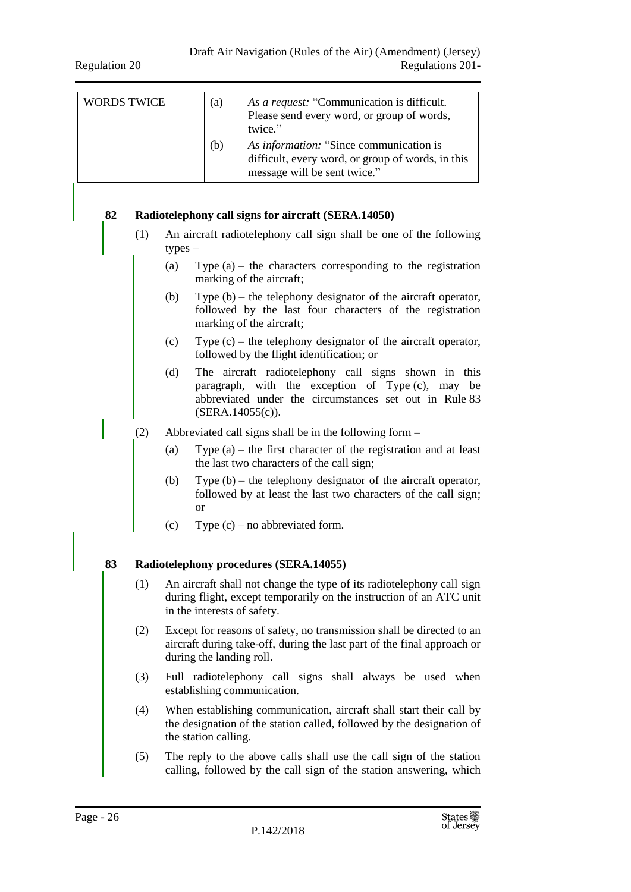| WORDS TWICE | (a) *As a request:* "Communication is difficult. Please send every word, or group of words, twice." |
| --- | --- |
| | (b) *As information:* "Since communication is difficult, every word, or group of words, in this message will be sent twice." |

**82 Radiotelephony call signs for aircraft (SERA.14050)**

(1) An aircraft radiotelephony call sign shall be one of the following types –

(a) Type (a) – the characters corresponding to the registration marking of the aircraft;

(b) Type (b) – the telephony designator of the aircraft operator, followed by the last four characters of the registration marking of the aircraft;

(c) Type (c) – the telephony designator of the aircraft operator, followed by the flight identification; or

(d) The aircraft radiotelephony call signs shown in this paragraph, with the exception of Type (c), may be abbreviated under the circumstances set out in Rule 83 (SERA.14055(c)).

(2) Abbreviated call signs shall be in the following form –

(a) Type (a) – the first character of the registration and at least the last two characters of the call sign;

(b) Type (b) – the telephony designator of the aircraft operator, followed by at least the last two characters of the call sign; or

(c) Type (c) – no abbreviated form.

**83 Radiotelephony procedures (SERA.14055)**

(1) An aircraft shall not change the type of its radiotelephony call sign during flight, except temporarily on the instruction of an ATC unit in the interests of safety.

(2) Except for reasons of safety, no transmission shall be directed to an aircraft during take-off, during the last part of the final approach or during the landing roll.

(3) Full radiotelephony call signs shall always be used when establishing communication.

(4) When establishing communication, aircraft shall start their call by the designation of the station called, followed by the designation of the station calling.

(5) The reply to the above calls shall use the call sign of the station calling, followed by the call sign of the station answering, which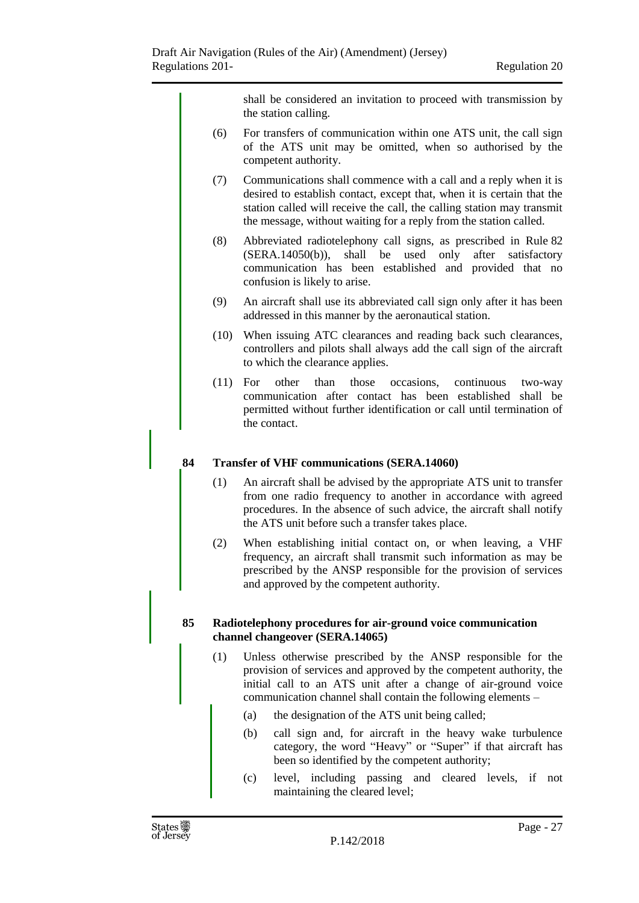shall be considered an invitation to proceed with transmission by the station calling.

(6) For transfers of communication within one ATS unit, the call sign of the ATS unit may be omitted, when so authorised by the competent authority.

(7) Communications shall commence with a call and a reply when it is desired to establish contact, except that, when it is certain that the station called will receive the call, the calling station may transmit the message, without waiting for a reply from the station called.

(8) Abbreviated radiotelephony call signs, as prescribed in Rule 82 (SERA.14050(b)), shall be used only after satisfactory communication has been established and provided that no confusion is likely to arise.

(9) An aircraft shall use its abbreviated call sign only after it has been addressed in this manner by the aeronautical station.

(10) When issuing ATC clearances and reading back such clearances, controllers and pilots shall always add the call sign of the aircraft to which the clearance applies.

(11) For other than those occasions, continuous two-way communication after contact has been established shall be permitted without further identification or call until termination of the contact.

**84 Transfer of VHF communications (SERA.14060)**

(1) An aircraft shall be advised by the appropriate ATS unit to transfer from one radio frequency to another in accordance with agreed procedures. In the absence of such advice, the aircraft shall notify the ATS unit before such a transfer takes place.

(2) When establishing initial contact on, or when leaving, a VHF frequency, an aircraft shall transmit such information as may be prescribed by the ANSP responsible for the provision of services and approved by the competent authority.

**85 Radiotelephony procedures for air-ground voice communication channel changeover (SERA.14065)**

(1) Unless otherwise prescribed by the ANSP responsible for the provision of services and approved by the competent authority, the initial call to an ATS unit after a change of air-ground voice communication channel shall contain the following elements –

(a) the designation of the ATS unit being called;

(b) call sign and, for aircraft in the heavy wake turbulence category, the word “Heavy” or “Super” if that aircraft has been so identified by the competent authority;

(c) level, including passing and cleared levels, if not maintaining the cleared level;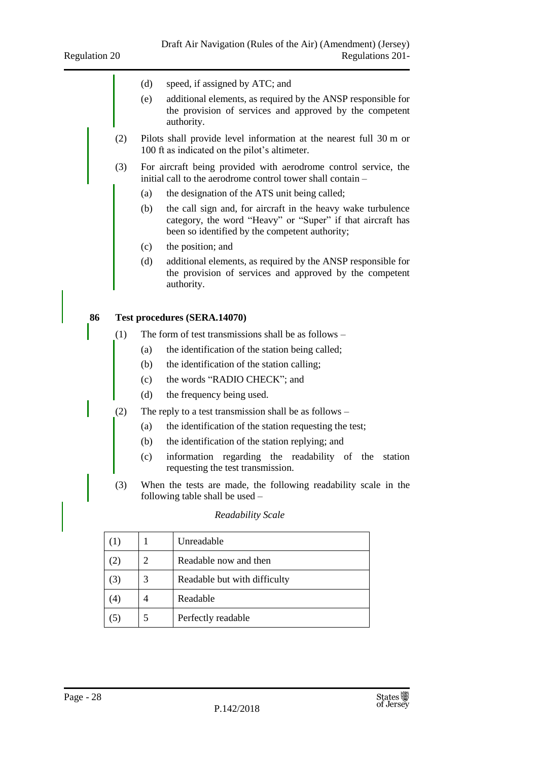(d) speed, if assigned by ATC; and

(e) additional elements, as required by the ANSP responsible for the provision of services and approved by the competent authority.

(2) Pilots shall provide level information at the nearest full 30 m or 100 ft as indicated on the pilot's altimeter.

(3) For aircraft being provided with aerodrome control service, the initial call to the aerodrome control tower shall contain –

(a) the designation of the ATS unit being called;

(b) the call sign and, for aircraft in the heavy wake turbulence category, the word "Heavy" or "Super" if that aircraft has been so identified by the competent authority;

(c) the position; and

(d) additional elements, as required by the ANSP responsible for the provision of services and approved by the competent authority.

**86 Test procedures (SERA.14070)**

(1) The form of test transmissions shall be as follows –

(a) the identification of the station being called;

(b) the identification of the station calling;

(c) the words "RADIO CHECK"; and

(d) the frequency being used.

(2) The reply to a test transmission shall be as follows –

(a) the identification of the station requesting the test;

(b) the identification of the station replying; and

(c) information regarding the readability of the station requesting the test transmission.

(3) When the tests are made, the following readability scale in the following table shall be used –

*Readability Scale*

| | | |
|---|---|---|
| (1) | 1 | Unreadable |
| (2) | 2 | Readable now and then |
| (3) | 3 | Readable but with difficulty |
| (4) | 4 | Readable |
| (5) | 5 | Perfectly readable |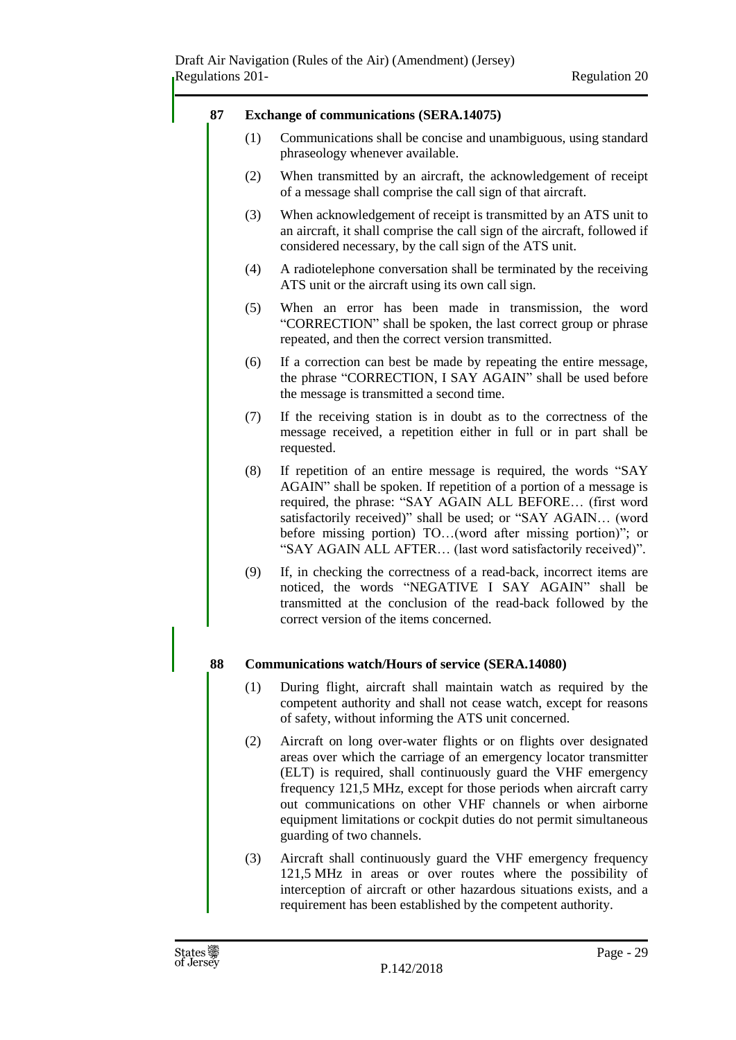## 87 Exchange of communications (SERA.14075)

(1) Communications shall be concise and unambiguous, using standard phraseology whenever available.

(2) When transmitted by an aircraft, the acknowledgement of receipt of a message shall comprise the call sign of that aircraft.

(3) When acknowledgement of receipt is transmitted by an ATS unit to an aircraft, it shall comprise the call sign of the aircraft, followed if considered necessary, by the call sign of the ATS unit.

(4) A radiotelephone conversation shall be terminated by the receiving ATS unit or the aircraft using its own call sign.

(5) When an error has been made in transmission, the word "CORRECTION" shall be spoken, the last correct group or phrase repeated, and then the correct version transmitted.

(6) If a correction can best be made by repeating the entire message, the phrase "CORRECTION, I SAY AGAIN" shall be used before the message is transmitted a second time.

(7) If the receiving station is in doubt as to the correctness of the message received, a repetition either in full or in part shall be requested.

(8) If repetition of an entire message is required, the words "SAY AGAIN" shall be spoken. If repetition of a portion of a message is required, the phrase: "SAY AGAIN ALL BEFORE… (first word satisfactorily received)" shall be used; or "SAY AGAIN… (word before missing portion) TO…(word after missing portion)"; or "SAY AGAIN ALL AFTER… (last word satisfactorily received)".

(9) If, in checking the correctness of a read-back, incorrect items are noticed, the words "NEGATIVE I SAY AGAIN" shall be transmitted at the conclusion of the read-back followed by the correct version of the items concerned.

## 88 Communications watch/Hours of service (SERA.14080)

(1) During flight, aircraft shall maintain watch as required by the competent authority and shall not cease watch, except for reasons of safety, without informing the ATS unit concerned.

(2) Aircraft on long over-water flights or on flights over designated areas over which the carriage of an emergency locator transmitter (ELT) is required, shall continuously guard the VHF emergency frequency 121,5 MHz, except for those periods when aircraft carry out communications on other VHF channels or when airborne equipment limitations or cockpit duties do not permit simultaneous guarding of two channels.

(3) Aircraft shall continuously guard the VHF emergency frequency 121,5 MHz in areas or over routes where the possibility of interception of aircraft or other hazardous situations exists, and a requirement has been established by the competent authority.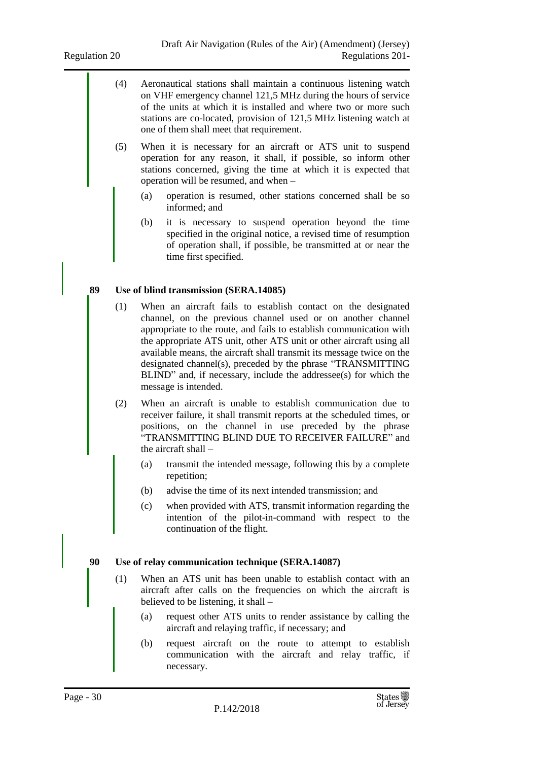(4) Aeronautical stations shall maintain a continuous listening watch on VHF emergency channel 121,5 MHz during the hours of service of the units at which it is installed and where two or more such stations are co-located, provision of 121,5 MHz listening watch at one of them shall meet that requirement.

(5) When it is necessary for an aircraft or ATS unit to suspend operation for any reason, it shall, if possible, so inform other stations concerned, giving the time at which it is expected that operation will be resumed, and when –

(a) operation is resumed, other stations concerned shall be so informed; and

(b) it is necessary to suspend operation beyond the time specified in the original notice, a revised time of resumption of operation shall, if possible, be transmitted at or near the time first specified.

**89 Use of blind transmission (SERA.14085)**

(1) When an aircraft fails to establish contact on the designated channel, on the previous channel used or on another channel appropriate to the route, and fails to establish communication with the appropriate ATS unit, other ATS unit or other aircraft using all available means, the aircraft shall transmit its message twice on the designated channel(s), preceded by the phrase "TRANSMITTING BLIND" and, if necessary, include the addressee(s) for which the message is intended.

(2) When an aircraft is unable to establish communication due to receiver failure, it shall transmit reports at the scheduled times, or positions, on the channel in use preceded by the phrase "TRANSMITTING BLIND DUE TO RECEIVER FAILURE" and the aircraft shall –

(a) transmit the intended message, following this by a complete repetition;

(b) advise the time of its next intended transmission; and

(c) when provided with ATS, transmit information regarding the intention of the pilot-in-command with respect to the continuation of the flight.

**90 Use of relay communication technique (SERA.14087)**

(1) When an ATS unit has been unable to establish contact with an aircraft after calls on the frequencies on which the aircraft is believed to be listening, it shall –

(a) request other ATS units to render assistance by calling the aircraft and relaying traffic, if necessary; and

(b) request aircraft on the route to attempt to establish communication with the aircraft and relay traffic, if necessary.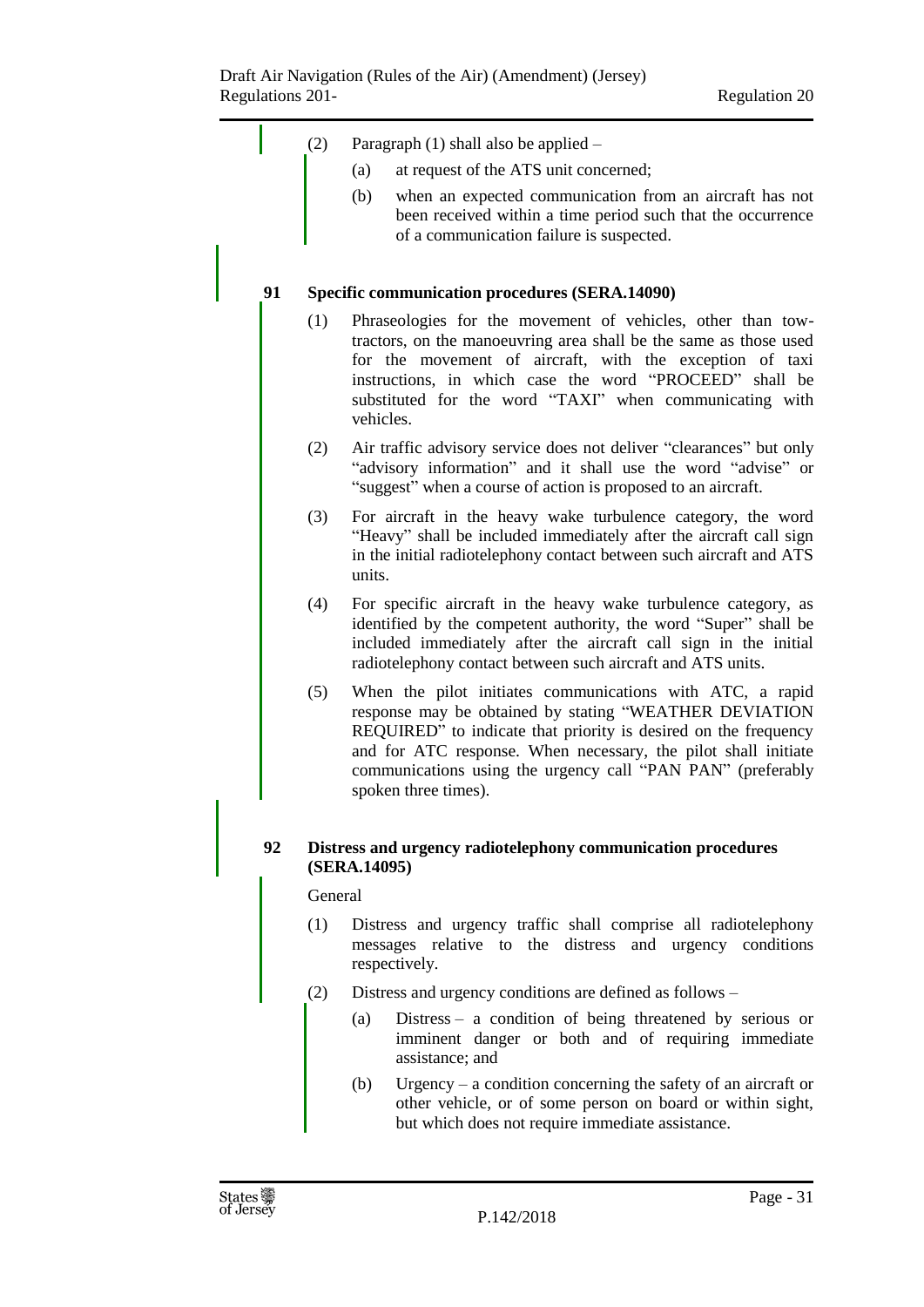(2) Paragraph (1) shall also be applied –

(a) at request of the ATS unit concerned;

(b) when an expected communication from an aircraft has not been received within a time period such that the occurrence of a communication failure is suspected.

### 91 Specific communication procedures (SERA.14090)

(1) Phraseologies for the movement of vehicles, other than tow-tractors, on the manoeuvring area shall be the same as those used for the movement of aircraft, with the exception of taxi instructions, in which case the word "PROCEED" shall be substituted for the word "TAXI" when communicating with vehicles.

(2) Air traffic advisory service does not deliver "clearances" but only "advisory information" and it shall use the word "advise" or "suggest" when a course of action is proposed to an aircraft.

(3) For aircraft in the heavy wake turbulence category, the word "Heavy" shall be included immediately after the aircraft call sign in the initial radiotelephony contact between such aircraft and ATS units.

(4) For specific aircraft in the heavy wake turbulence category, as identified by the competent authority, the word "Super" shall be included immediately after the aircraft call sign in the initial radiotelephony contact between such aircraft and ATS units.

(5) When the pilot initiates communications with ATC, a rapid response may be obtained by stating "WEATHER DEVIATION REQUIRED" to indicate that priority is desired on the frequency and for ATC response. When necessary, the pilot shall initiate communications using the urgency call "PAN PAN" (preferably spoken three times).

### 92 Distress and urgency radiotelephony communication procedures (SERA.14095)

General

(1) Distress and urgency traffic shall comprise all radiotelephony messages relative to the distress and urgency conditions respectively.

(2) Distress and urgency conditions are defined as follows –

(a) Distress – a condition of being threatened by serious or imminent danger or both and of requiring immediate assistance; and

(b) Urgency – a condition concerning the safety of an aircraft or other vehicle, or of some person on board or within sight, but which does not require immediate assistance.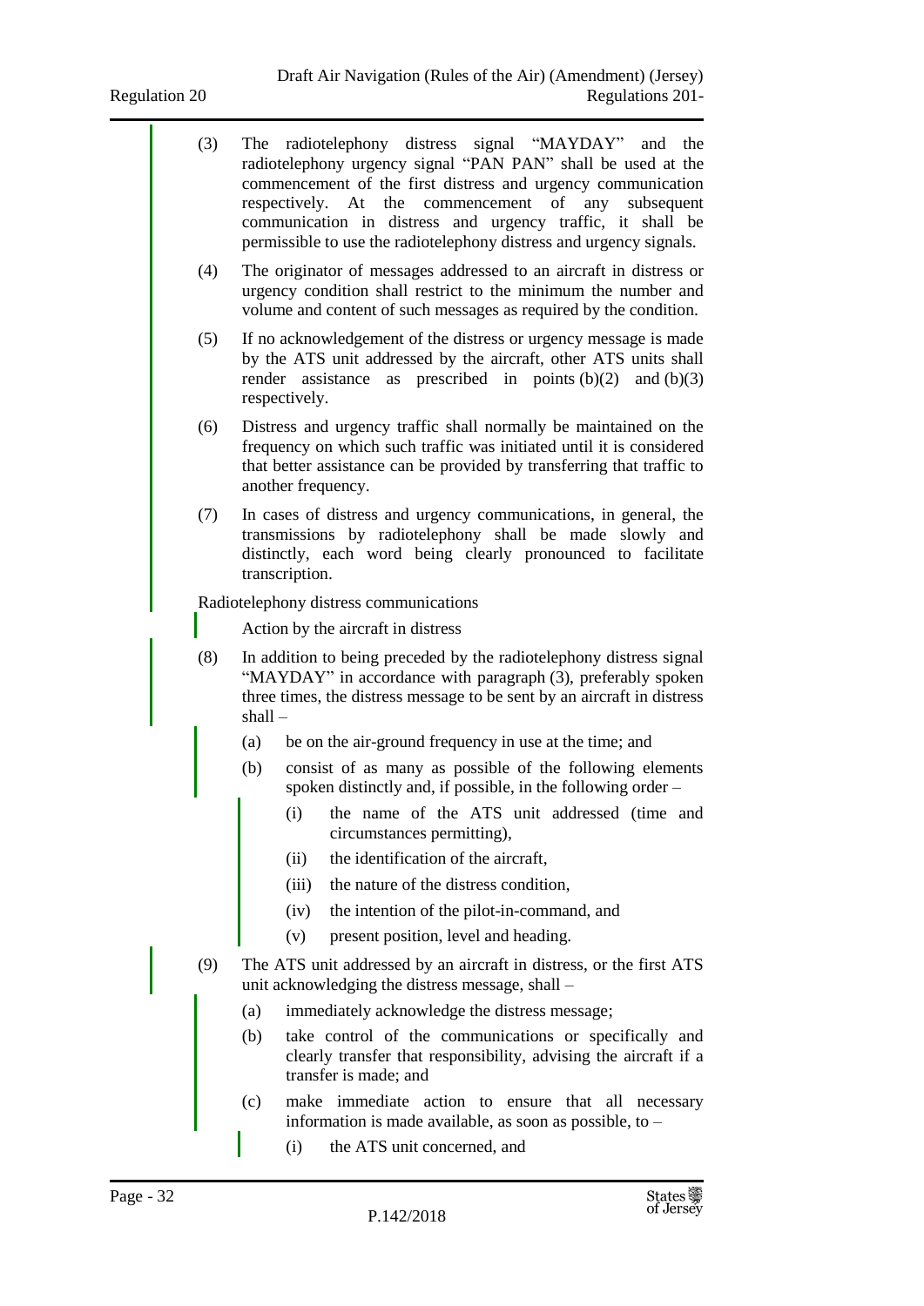(3) The radiotelephony distress signal "MAYDAY" and the radiotelephony urgency signal "PAN PAN" shall be used at the commencement of the first distress and urgency communication respectively. At the commencement of any subsequent communication in distress and urgency traffic, it shall be permissible to use the radiotelephony distress and urgency signals.

(4) The originator of messages addressed to an aircraft in distress or urgency condition shall restrict to the minimum the number and volume and content of such messages as required by the condition.

(5) If no acknowledgement of the distress or urgency message is made by the ATS unit addressed by the aircraft, other ATS units shall render assistance as prescribed in points (b)(2) and (b)(3) respectively.

(6) Distress and urgency traffic shall normally be maintained on the frequency on which such traffic was initiated until it is considered that better assistance can be provided by transferring that traffic to another frequency.

(7) In cases of distress and urgency communications, in general, the transmissions by radiotelephony shall be made slowly and distinctly, each word being clearly pronounced to facilitate transcription.

Radiotelephony distress communications

Action by the aircraft in distress

(8) In addition to being preceded by the radiotelephony distress signal "MAYDAY" in accordance with paragraph (3), preferably spoken three times, the distress message to be sent by an aircraft in distress shall –

(a) be on the air-ground frequency in use at the time; and

(b) consist of as many as possible of the following elements spoken distinctly and, if possible, in the following order –

(i) the name of the ATS unit addressed (time and circumstances permitting),

(ii) the identification of the aircraft,

(iii) the nature of the distress condition,

(iv) the intention of the pilot-in-command, and

(v) present position, level and heading.

(9) The ATS unit addressed by an aircraft in distress, or the first ATS unit acknowledging the distress message, shall –

(a) immediately acknowledge the distress message;

(b) take control of the communications or specifically and clearly transfer that responsibility, advising the aircraft if a transfer is made; and

(c) make immediate action to ensure that all necessary information is made available, as soon as possible, to –

(i) the ATS unit concerned, and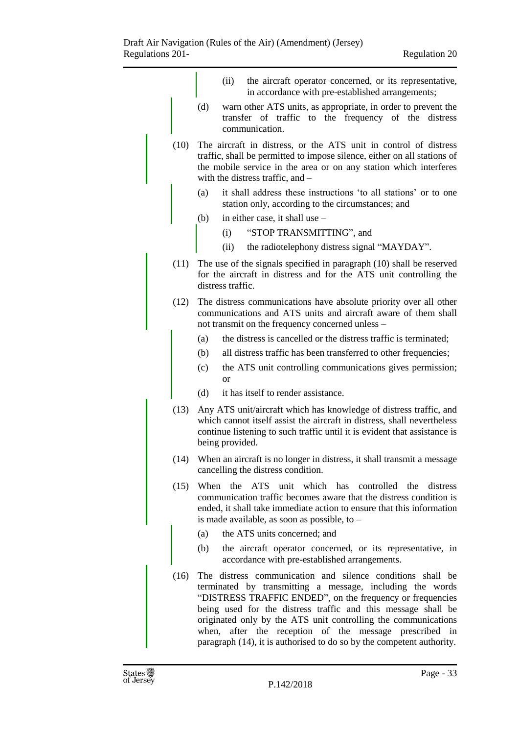(ii) the aircraft operator concerned, or its representative, in accordance with pre-established arrangements;

(d) warn other ATS units, as appropriate, in order to prevent the transfer of traffic to the frequency of the distress communication.

(10) The aircraft in distress, or the ATS unit in control of distress traffic, shall be permitted to impose silence, either on all stations of the mobile service in the area or on any station which interferes with the distress traffic, and –

(a) it shall address these instructions 'to all stations' or to one station only, according to the circumstances; and

(b) in either case, it shall use –

(i) "STOP TRANSMITTING", and

(ii) the radiotelephony distress signal "MAYDAY".

(11) The use of the signals specified in paragraph (10) shall be reserved for the aircraft in distress and for the ATS unit controlling the distress traffic.

(12) The distress communications have absolute priority over all other communications and ATS units and aircraft aware of them shall not transmit on the frequency concerned unless –

(a) the distress is cancelled or the distress traffic is terminated;

(b) all distress traffic has been transferred to other frequencies;

(c) the ATS unit controlling communications gives permission; or

(d) it has itself to render assistance.

(13) Any ATS unit/aircraft which has knowledge of distress traffic, and which cannot itself assist the aircraft in distress, shall nevertheless continue listening to such traffic until it is evident that assistance is being provided.

(14) When an aircraft is no longer in distress, it shall transmit a message cancelling the distress condition.

(15) When the ATS unit which has controlled the distress communication traffic becomes aware that the distress condition is ended, it shall take immediate action to ensure that this information is made available, as soon as possible, to –

(a) the ATS units concerned; and

(b) the aircraft operator concerned, or its representative, in accordance with pre-established arrangements.

(16) The distress communication and silence conditions shall be terminated by transmitting a message, including the words "DISTRESS TRAFFIC ENDED", on the frequency or frequencies being used for the distress traffic and this message shall be originated only by the ATS unit controlling the communications when, after the reception of the message prescribed in paragraph (14), it is authorised to do so by the competent authority.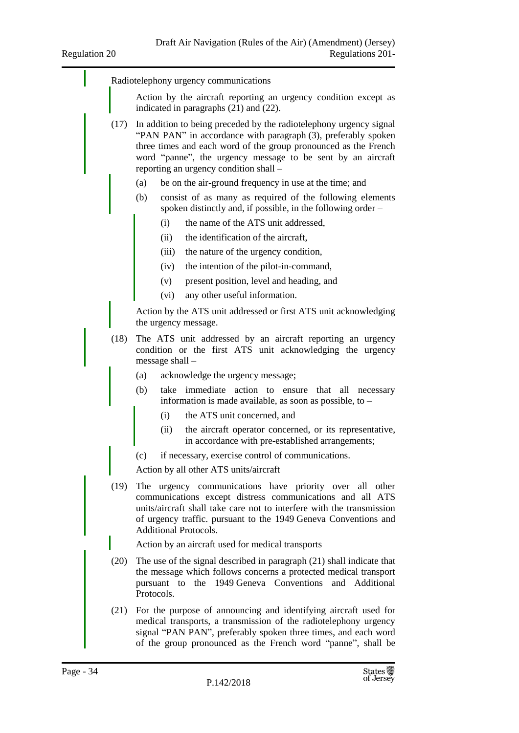Radiotelephony urgency communications

Action by the aircraft reporting an urgency condition except as indicated in paragraphs (21) and (22).

(17) In addition to being preceded by the radiotelephony urgency signal "PAN PAN" in accordance with paragraph (3), preferably spoken three times and each word of the group pronounced as the French word "panne", the urgency message to be sent by an aircraft reporting an urgency condition shall –

- (a) be on the air-ground frequency in use at the time; and
- (b) consist of as many as required of the following elements spoken distinctly and, if possible, in the following order –
  - (i) the name of the ATS unit addressed,
  - (ii) the identification of the aircraft,
  - (iii) the nature of the urgency condition,
  - (iv) the intention of the pilot-in-command,
  - (v) present position, level and heading, and
  - (vi) any other useful information.

Action by the ATS unit addressed or first ATS unit acknowledging the urgency message.

(18) The ATS unit addressed by an aircraft reporting an urgency condition or the first ATS unit acknowledging the urgency message shall –

- (a) acknowledge the urgency message;
- (b) take immediate action to ensure that all necessary information is made available, as soon as possible, to –
  - (i) the ATS unit concerned, and
  - (ii) the aircraft operator concerned, or its representative, in accordance with pre-established arrangements;
- (c) if necessary, exercise control of communications.

Action by all other ATS units/aircraft

(19) The urgency communications have priority over all other communications except distress communications and all ATS units/aircraft shall take care not to interfere with the transmission of urgency traffic. pursuant to the 1949 Geneva Conventions and Additional Protocols.

Action by an aircraft used for medical transports

(20) The use of the signal described in paragraph (21) shall indicate that the message which follows concerns a protected medical transport pursuant to the 1949 Geneva Conventions and Additional Protocols.

(21) For the purpose of announcing and identifying aircraft used for medical transports, a transmission of the radiotelephony urgency signal "PAN PAN", preferably spoken three times, and each word of the group pronounced as the French word "panne", shall be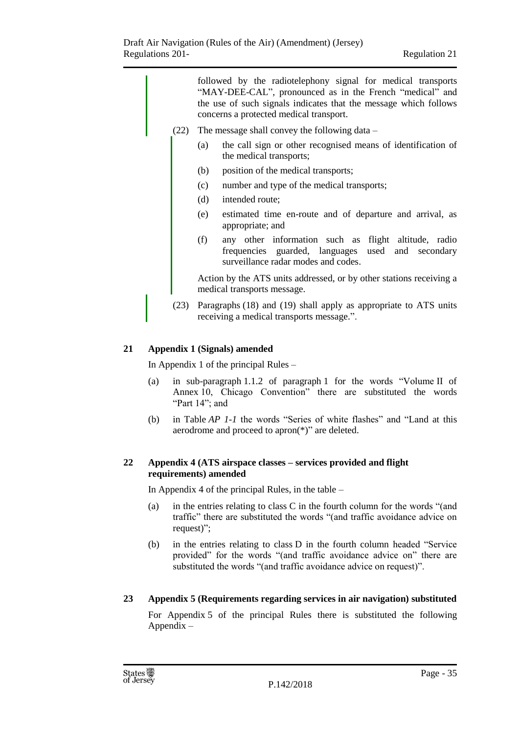followed by the radiotelephony signal for medical transports "MAY-DEE-CAL", pronounced as in the French "medical" and the use of such signals indicates that the message which follows concerns a protected medical transport.

(22) The message shall convey the following data –

(a) the call sign or other recognised means of identification of the medical transports;

(b) position of the medical transports;

(c) number and type of the medical transports;

(d) intended route;

(e) estimated time en-route and of departure and arrival, as appropriate; and

(f) any other information such as flight altitude, radio frequencies guarded, languages used and secondary surveillance radar modes and codes.

Action by the ATS units addressed, or by other stations receiving a medical transports message.

(23) Paragraphs (18) and (19) shall apply as appropriate to ATS units receiving a medical transports message.".

## 21 Appendix 1 (Signals) amended

In Appendix 1 of the principal Rules –

(a) in sub-paragraph 1.1.2 of paragraph 1 for the words "Volume II of Annex 10, Chicago Convention" there are substituted the words "Part 14"; and

(b) in Table *AP 1-1* the words "Series of white flashes" and "Land at this aerodrome and proceed to apron(*)" are deleted.

## 22 Appendix 4 (ATS airspace classes – services provided and flight requirements) amended

In Appendix 4 of the principal Rules, in the table –

(a) in the entries relating to class C in the fourth column for the words "(and traffic" there are substituted the words "(and traffic avoidance advice on request)";

(b) in the entries relating to class D in the fourth column headed "Service provided" for the words "(and traffic avoidance advice on" there are substituted the words "(and traffic avoidance advice on request)".

## 23 Appendix 5 (Requirements regarding services in air navigation) substituted

For Appendix 5 of the principal Rules there is substituted the following Appendix –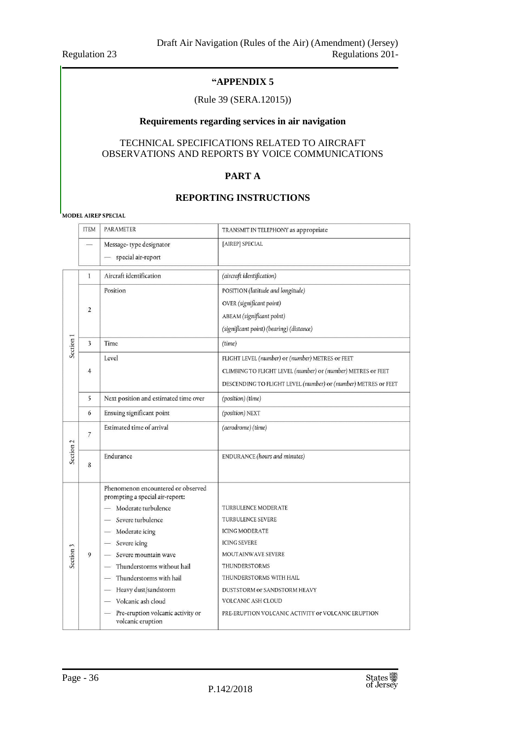**"APPENDIX 5**

(Rule 39 (SERA.12015))

**Requirements regarding services in air navigation**

TECHNICAL SPECIFICATIONS RELATED TO AIRCRAFT OBSERVATIONS AND REPORTS BY VOICE COMMUNICATIONS

## PART A

## REPORTING INSTRUCTIONS

**MODEL AIREP SPECIAL**

| | ITEM | PARAMETER | TRANSMIT IN TELEPHONY as appropriate |
|---|---|---|---|
| | — | Message- type designator<br>— special air-report | [AIREP] SPECIAL |
| Section 1 | 1 | Aircraft identification | *(aircraft identification)* |
| | 2 | Position | POSITION *(latitude and longitude)*<br>OVER *(significant point)*<br>ABEAM *(significant point)*<br>*(significant point) (bearing) (distance)* |
| | 3 | Time | *(time)* |
| | 4 | Level | FLIGHT LEVEL *(number)* or *(number)* METRES or FEET<br>CLIMBING TO FLIGHT LEVEL *(number)* or *(number)* METRES or FEET<br>DESCENDING TO FLIGHT LEVEL *(number)* or *(number)* METRES or FEET |
| | 5 | Next position and estimated time over | *(position) (time)* |
| | 6 | Ensuing significant point | *(position)* NEXT |
| Section 2 | 7 | Estimated time of arrival | *(aerodrome) (time)* |
| | 8 | Endurance | ENDURANCE *(hours and minutes)* |
| Section 3 | 9 | Phenomenon encountered or observed prompting a special air-report:<br>— Moderate turbulence<br>— Severe turbulence<br>— Moderate icing<br>— Severe icing<br>— Severe mountain wave<br>— Thunderstorms without hail<br>— Thunderstorms with hail<br>— Heavy dust/sandstorm<br>— Volcanic ash cloud<br>— Pre-eruption volcanic activity or volcanic eruption | <br>TURBULENCE MODERATE<br>TURBULENCE SEVERE<br>ICING MODERATE<br>ICING SEVERE<br>MOUTAINWAVE SEVERE<br>THUNDERSTORMS<br>THUNDERSTORMS WITH HAIL<br>DUSTSTORM or SANDSTORM HEAVY<br>VOLCANIC ASH CLOUD<br>PRE-ERUPTION VOLCANIC ACTIVITY or VOLCANIC ERUPTION |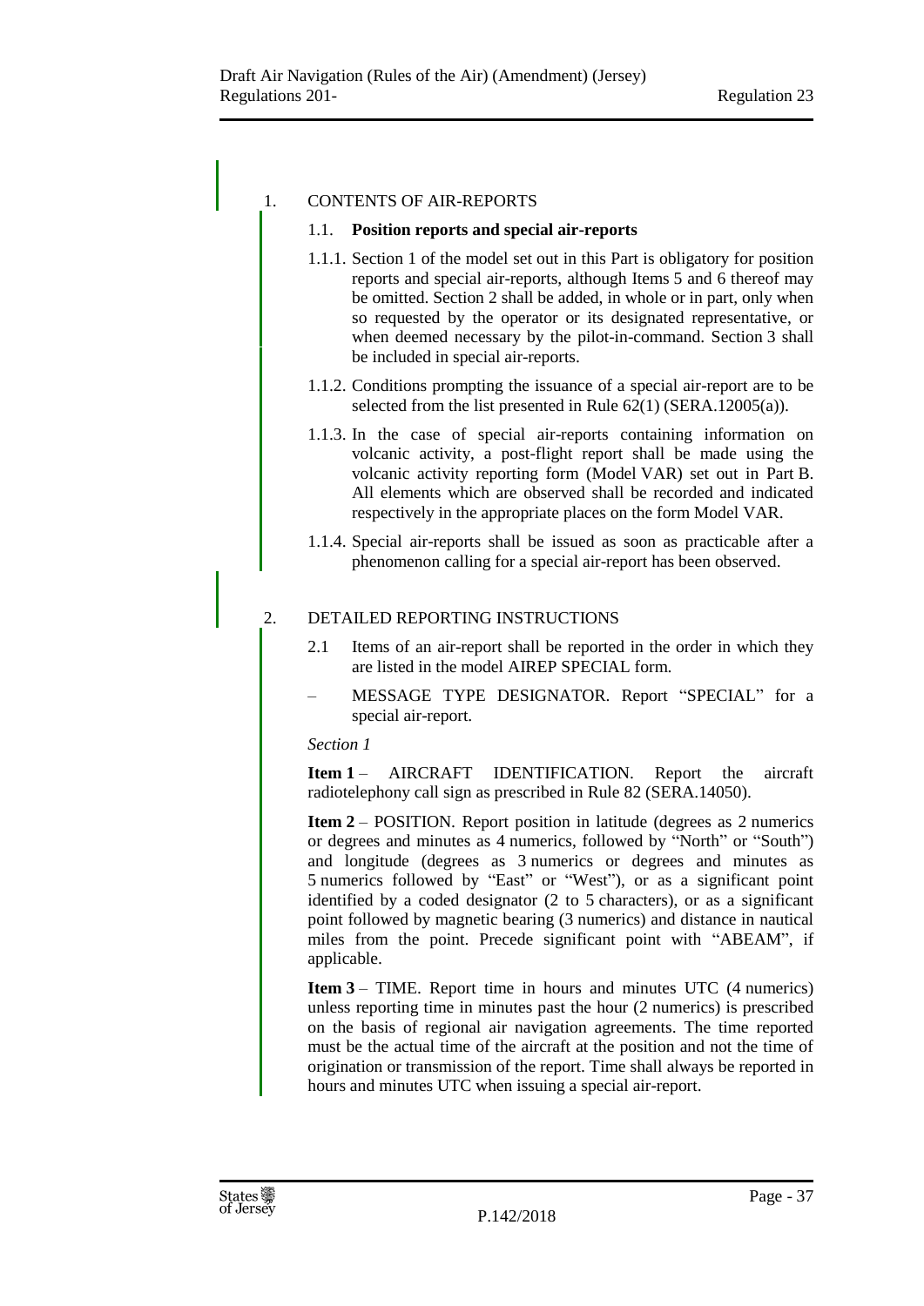1. CONTENTS OF AIR-REPORTS

1.1. **Position reports and special air-reports**

1.1.1. Section 1 of the model set out in this Part is obligatory for position reports and special air-reports, although Items 5 and 6 thereof may be omitted. Section 2 shall be added, in whole or in part, only when so requested by the operator or its designated representative, or when deemed necessary by the pilot-in-command. Section 3 shall be included in special air-reports.

1.1.2. Conditions prompting the issuance of a special air-report are to be selected from the list presented in Rule 62(1) (SERA.12005(a)).

1.1.3. In the case of special air-reports containing information on volcanic activity, a post-flight report shall be made using the volcanic activity reporting form (Model VAR) set out in Part B. All elements which are observed shall be recorded and indicated respectively in the appropriate places on the form Model VAR.

1.1.4. Special air-reports shall be issued as soon as practicable after a phenomenon calling for a special air-report has been observed.

2. DETAILED REPORTING INSTRUCTIONS

2.1 Items of an air-report shall be reported in the order in which they are listed in the model AIREP SPECIAL form.

– MESSAGE TYPE DESIGNATOR. Report "SPECIAL" for a special air-report.

*Section 1*

**Item 1** – AIRCRAFT IDENTIFICATION. Report the aircraft radiotelephony call sign as prescribed in Rule 82 (SERA.14050).

**Item 2** – POSITION. Report position in latitude (degrees as 2 numerics or degrees and minutes as 4 numerics, followed by "North" or "South") and longitude (degrees as 3 numerics or degrees and minutes as 5 numerics followed by "East" or "West"), or as a significant point identified by a coded designator (2 to 5 characters), or as a significant point followed by magnetic bearing (3 numerics) and distance in nautical miles from the point. Precede significant point with "ABEAM", if applicable.

**Item 3** – TIME. Report time in hours and minutes UTC (4 numerics) unless reporting time in minutes past the hour (2 numerics) is prescribed on the basis of regional air navigation agreements. The time reported must be the actual time of the aircraft at the position and not the time of origination or transmission of the report. Time shall always be reported in hours and minutes UTC when issuing a special air-report.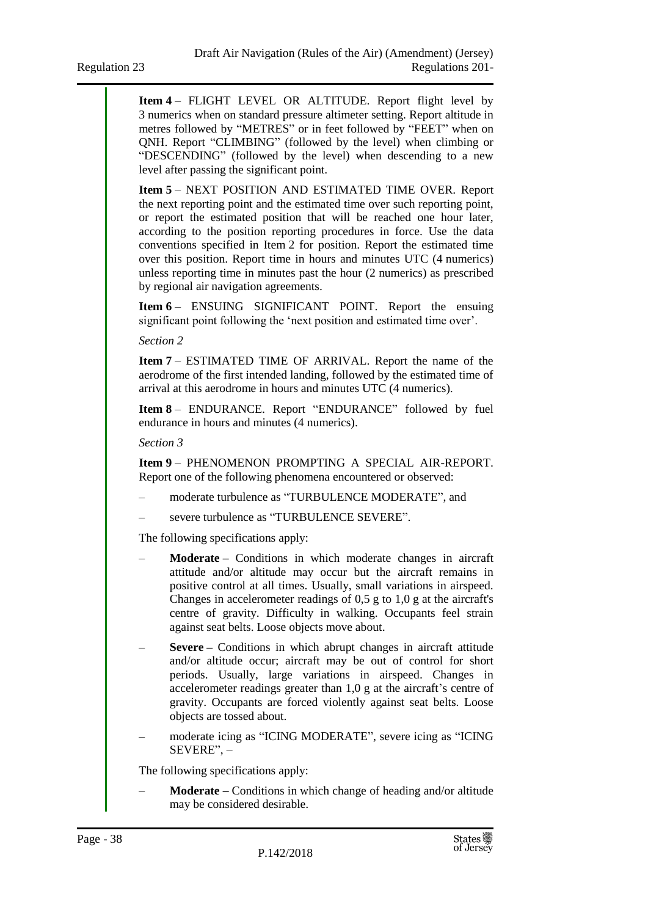**Item 4** – FLIGHT LEVEL OR ALTITUDE. Report flight level by 3 numerics when on standard pressure altimeter setting. Report altitude in metres followed by "METRES" or in feet followed by "FEET" when on QNH. Report "CLIMBING" (followed by the level) when climbing or "DESCENDING" (followed by the level) when descending to a new level after passing the significant point.

**Item 5** – NEXT POSITION AND ESTIMATED TIME OVER. Report the next reporting point and the estimated time over such reporting point, or report the estimated position that will be reached one hour later, according to the position reporting procedures in force. Use the data conventions specified in Item 2 for position. Report the estimated time over this position. Report time in hours and minutes UTC (4 numerics) unless reporting time in minutes past the hour (2 numerics) as prescribed by regional air navigation agreements.

**Item 6** – ENSUING SIGNIFICANT POINT. Report the ensuing significant point following the 'next position and estimated time over'.

*Section 2*

**Item 7** – ESTIMATED TIME OF ARRIVAL. Report the name of the aerodrome of the first intended landing, followed by the estimated time of arrival at this aerodrome in hours and minutes UTC (4 numerics).

**Item 8** – ENDURANCE. Report "ENDURANCE" followed by fuel endurance in hours and minutes (4 numerics).

*Section 3*

**Item 9** – PHENOMENON PROMPTING A SPECIAL AIR-REPORT. Report one of the following phenomena encountered or observed:

– moderate turbulence as "TURBULENCE MODERATE", and

– severe turbulence as "TURBULENCE SEVERE".

The following specifications apply:

– **Moderate –** Conditions in which moderate changes in aircraft attitude and/or altitude may occur but the aircraft remains in positive control at all times. Usually, small variations in airspeed. Changes in accelerometer readings of 0,5 g to 1,0 g at the aircraft's centre of gravity. Difficulty in walking. Occupants feel strain against seat belts. Loose objects move about.

– **Severe –** Conditions in which abrupt changes in aircraft attitude and/or altitude occur; aircraft may be out of control for short periods. Usually, large variations in airspeed. Changes in accelerometer readings greater than 1,0 g at the aircraft's centre of gravity. Occupants are forced violently against seat belts. Loose objects are tossed about.

– moderate icing as "ICING MODERATE", severe icing as "ICING SEVERE", –

The following specifications apply:

– **Moderate –** Conditions in which change of heading and/or altitude may be considered desirable.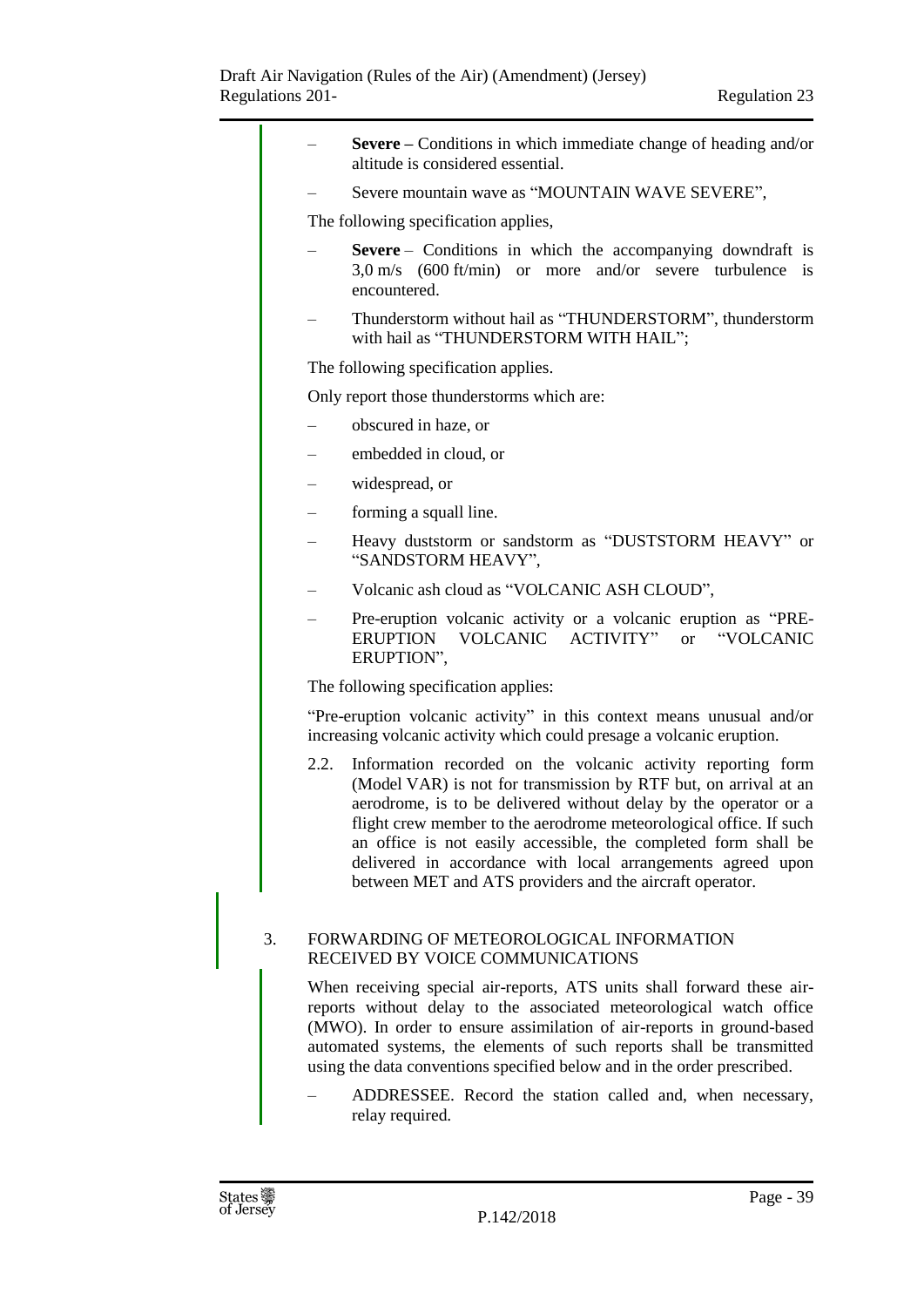- **Severe –** Conditions in which immediate change of heading and/or altitude is considered essential.
- Severe mountain wave as “MOUNTAIN WAVE SEVERE”,

The following specification applies,

- **Severe** – Conditions in which the accompanying downdraft is 3,0 m/s (600 ft/min) or more and/or severe turbulence is encountered.
- Thunderstorm without hail as “THUNDERSTORM”, thunderstorm with hail as “THUNDERSTORM WITH HAIL”;

The following specification applies.

Only report those thunderstorms which are:

- obscured in haze, or
- embedded in cloud, or
- widespread, or
- forming a squall line.
- Heavy duststorm or sandstorm as “DUSTSTORM HEAVY” or “SANDSTORM HEAVY”,
- Volcanic ash cloud as “VOLCANIC ASH CLOUD”,
- Pre-eruption volcanic activity or a volcanic eruption as “PRE-ERUPTION VOLCANIC ACTIVITY” or “VOLCANIC ERUPTION”,

The following specification applies:

“Pre-eruption volcanic activity” in this context means unusual and/or increasing volcanic activity which could presage a volcanic eruption.

2.2. Information recorded on the volcanic activity reporting form (Model VAR) is not for transmission by RTF but, on arrival at an aerodrome, is to be delivered without delay by the operator or a flight crew member to the aerodrome meteorological office. If such an office is not easily accessible, the completed form shall be delivered in accordance with local arrangements agreed upon between MET and ATS providers and the aircraft operator.

3. FORWARDING OF METEOROLOGICAL INFORMATION RECEIVED BY VOICE COMMUNICATIONS

When receiving special air-reports, ATS units shall forward these air-reports without delay to the associated meteorological watch office (MWO). In order to ensure assimilation of air-reports in ground-based automated systems, the elements of such reports shall be transmitted using the data conventions specified below and in the order prescribed.

- ADDRESSEE. Record the station called and, when necessary, relay required.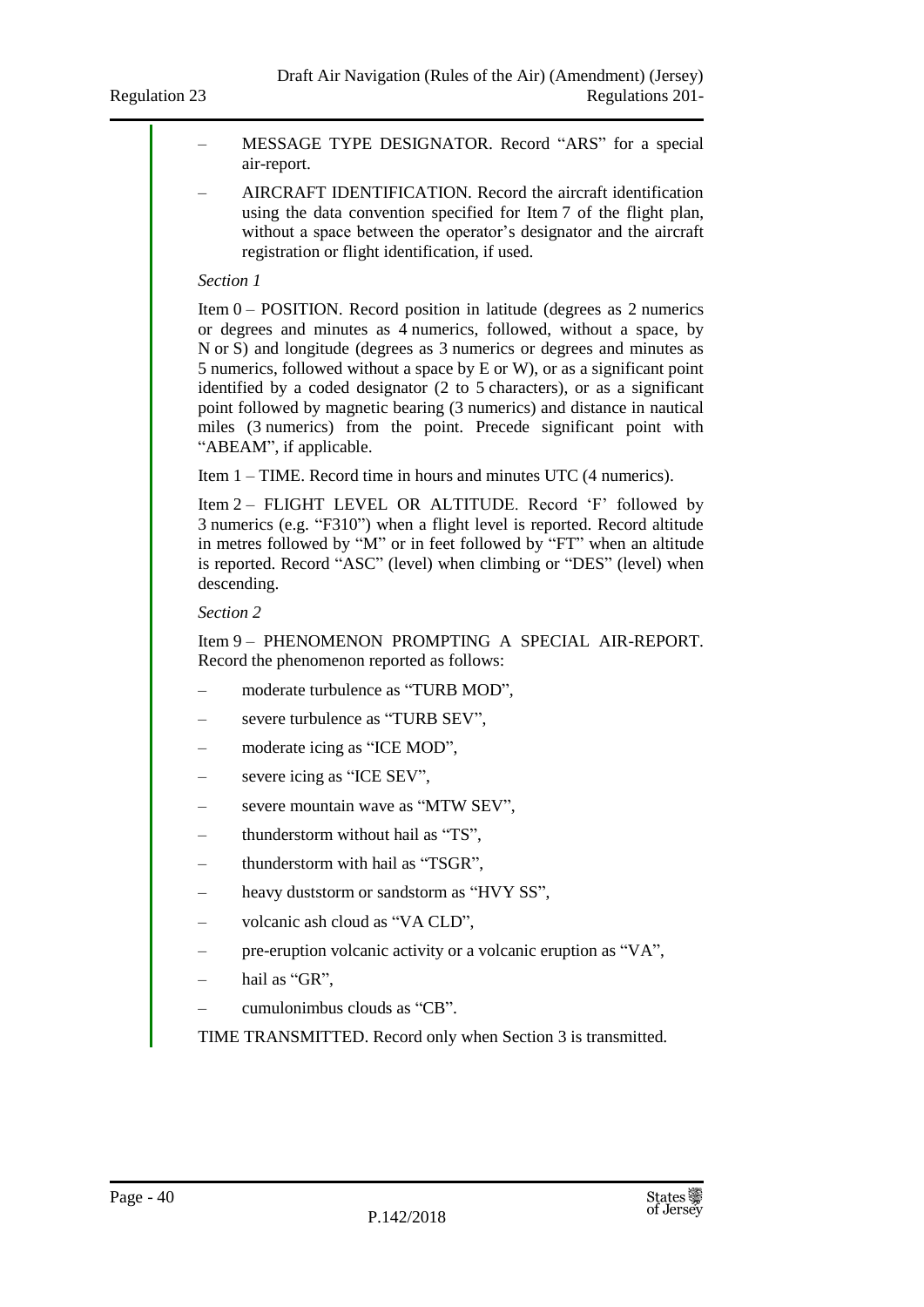- MESSAGE TYPE DESIGNATOR. Record "ARS" for a special air-report.
- AIRCRAFT IDENTIFICATION. Record the aircraft identification using the data convention specified for Item 7 of the flight plan, without a space between the operator's designator and the aircraft registration or flight identification, if used.

*Section 1*

Item 0 – POSITION. Record position in latitude (degrees as 2 numerics or degrees and minutes as 4 numerics, followed, without a space, by N or S) and longitude (degrees as 3 numerics or degrees and minutes as 5 numerics, followed without a space by E or W), or as a significant point identified by a coded designator (2 to 5 characters), or as a significant point followed by magnetic bearing (3 numerics) and distance in nautical miles (3 numerics) from the point. Precede significant point with "ABEAM", if applicable.

Item 1 – TIME. Record time in hours and minutes UTC (4 numerics).

Item 2 – FLIGHT LEVEL OR ALTITUDE. Record 'F' followed by 3 numerics (e.g. "F310") when a flight level is reported. Record altitude in metres followed by "M" or in feet followed by "FT" when an altitude is reported. Record "ASC" (level) when climbing or "DES" (level) when descending.

*Section 2*

Item 9 – PHENOMENON PROMPTING A SPECIAL AIR-REPORT. Record the phenomenon reported as follows:

- moderate turbulence as "TURB MOD",
- severe turbulence as "TURB SEV",
- moderate icing as "ICE MOD",
- severe icing as "ICE SEV",
- severe mountain wave as "MTW SEV",
- thunderstorm without hail as "TS",
- thunderstorm with hail as "TSGR",
- heavy duststorm or sandstorm as "HVY SS",
- volcanic ash cloud as "VA CLD",
- pre-eruption volcanic activity or a volcanic eruption as "VA",
- hail as "GR",
- cumulonimbus clouds as "CB".

TIME TRANSMITTED. Record only when Section 3 is transmitted.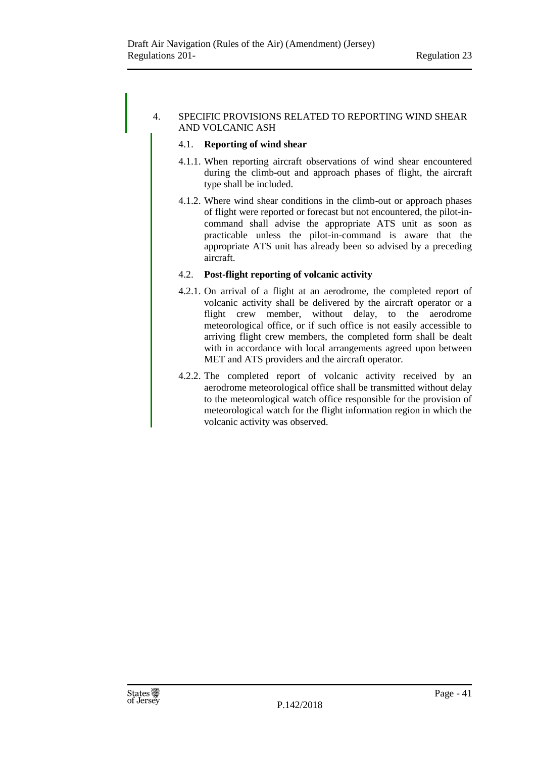4. SPECIFIC PROVISIONS RELATED TO REPORTING WIND SHEAR AND VOLCANIC ASH

4.1. **Reporting of wind shear**

4.1.1. When reporting aircraft observations of wind shear encountered during the climb-out and approach phases of flight, the aircraft type shall be included.

4.1.2. Where wind shear conditions in the climb-out or approach phases of flight were reported or forecast but not encountered, the pilot-in-command shall advise the appropriate ATS unit as soon as practicable unless the pilot-in-command is aware that the appropriate ATS unit has already been so advised by a preceding aircraft.

4.2. **Post-flight reporting of volcanic activity**

4.2.1. On arrival of a flight at an aerodrome, the completed report of volcanic activity shall be delivered by the aircraft operator or a flight crew member, without delay, to the aerodrome meteorological office, or if such office is not easily accessible to arriving flight crew members, the completed form shall be dealt with in accordance with local arrangements agreed upon between MET and ATS providers and the aircraft operator.

4.2.2. The completed report of volcanic activity received by an aerodrome meteorological office shall be transmitted without delay to the meteorological watch office responsible for the provision of meteorological watch for the flight information region in which the volcanic activity was observed.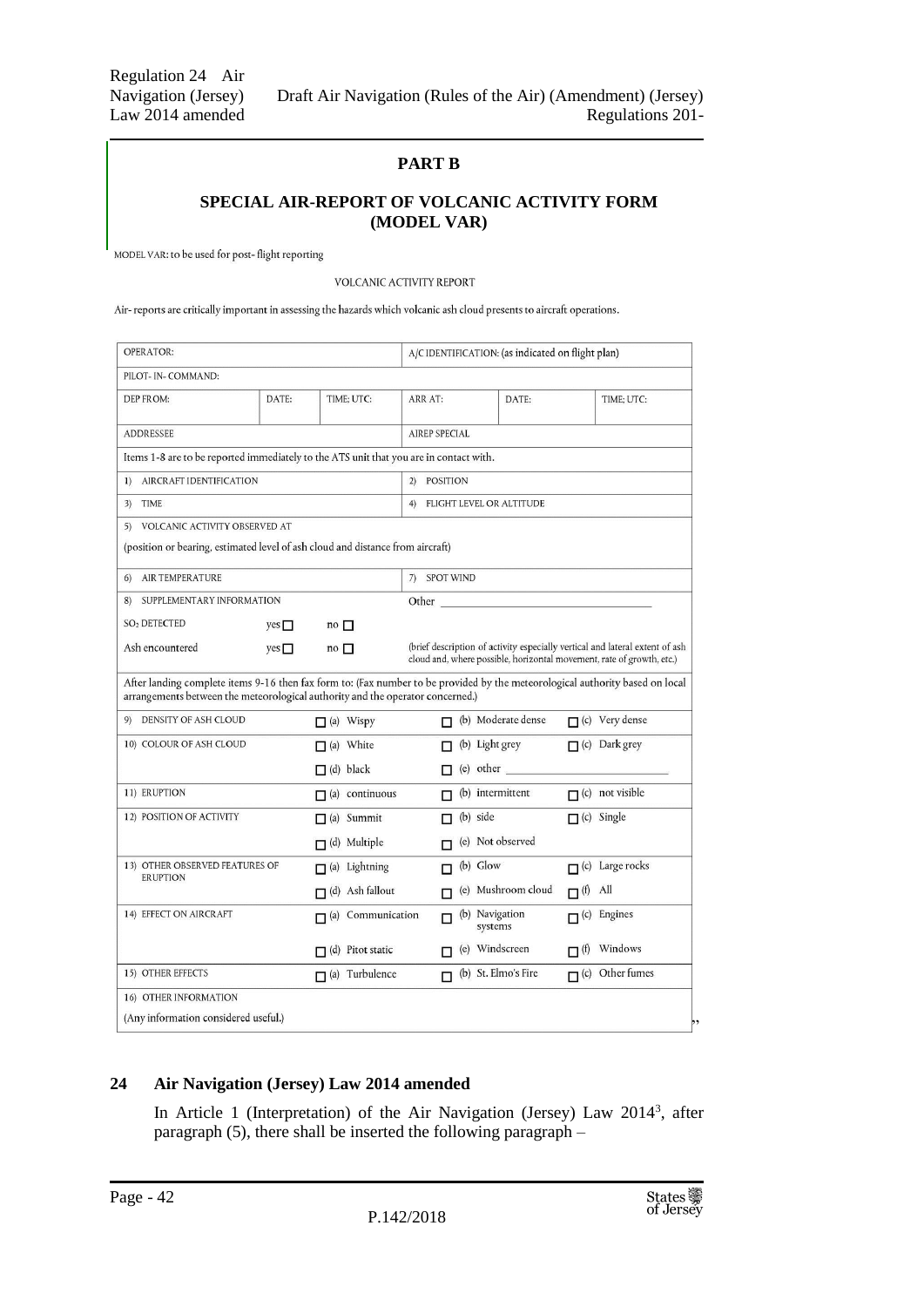## PART B

### SPECIAL AIR-REPORT OF VOLCANIC ACTIVITY FORM (MODEL VAR)

MODEL VAR: to be used for post- flight reporting

VOLCANIC ACTIVITY REPORT

Air- reports are critically important in assessing the hazards which volcanic ash cloud presents to aircraft operations.

| OPERATOR: | | | A/C IDENTIFICATION: (as indicated on flight plan) | | |
|---|---|---|---|---|---|
| PILOT- IN- COMMAND: | | | | | |
| DEP FROM: | DATE: | TIME: UTC: | ARR AT: | DATE: | TIME: UTC: |
| ADDRESSEE | | | AIREP SPECIAL | | |
| Items 1-8 are to be reported immediately to the ATS unit that you are in contact with. | | | | | |
| 1) AIRCRAFT IDENTIFICATION | | | 2) POSITION | | |
| 3) TIME | | | 4) FLIGHT LEVEL OR ALTITUDE | | |
| 5) VOLCANIC ACTIVITY OBSERVED AT (position or bearing, estimated level of ash cloud and distance from aircraft) | | | | | |
| 6) AIR TEMPERATURE | | | 7) SPOT WIND | | |
| 8) SUPPLEMENTARY INFORMATION | | | Other | | |
| $SO_2$ DETECTED | yes ☐ | no ☐ | | | |
| Ash encountered | yes ☐ | no ☐ | (brief description of activity especially vertical and lateral extent of ash cloud and, where possible, horizontal movement, rate of growth, etc.) | | |
| After landing complete items 9-16 then fax form to: (Fax number to be provided by the meteorological authority based on local arrangements between the meteorological authority and the operator concerned.) | | | | | |
| 9) DENSITY OF ASH CLOUD | | ☐ (a) Wispy | ☐ (b) Moderate dense | | ☐ (c) Very dense |
| 10) COLOUR OF ASH CLOUD | | ☐ (a) White | ☐ (b) Light grey | | ☐ (c) Dark grey |
| | | ☐ (d) black | ☐ (e) other | | |
| 11) ERUPTION | | ☐ (a) continuous | ☐ (b) intermittent | | ☐ (c) not visible |
| 12) POSITION OF ACTIVITY | | ☐ (a) Summit | ☐ (b) side | | ☐ (c) Single |
| | | ☐ (d) Multiple | ☐ (e) Not observed | | |
| 13) OTHER OBSERVED FEATURES OF ERUPTION | | ☐ (a) Lightning | ☐ (b) Glow | | ☐ (c) Large rocks |
| | | ☐ (d) Ash fallout | ☐ (e) Mushroom cloud | | ☐ (f) All |
| 14) EFFECT ON AIRCRAFT | | ☐ (a) Communication | ☐ (b) Navigation systems | | ☐ (c) Engines |
| | | ☐ (d) Pitot static | ☐ (e) Windscreen | | ☐ (f) Windows |
| 15) OTHER EFFECTS | | ☐ (a) Turbulence | ☐ (b) St. Elmo's Fire | | ☐ (c) Other fumes |
| 16) OTHER INFORMATION (Any information considered useful.) | | | | | |

".

### 24 Air Navigation (Jersey) Law 2014 amended

In Article 1 (Interpretation) of the Air Navigation (Jersey) Law 2014[3], after paragraph (5), there shall be inserted the following paragraph –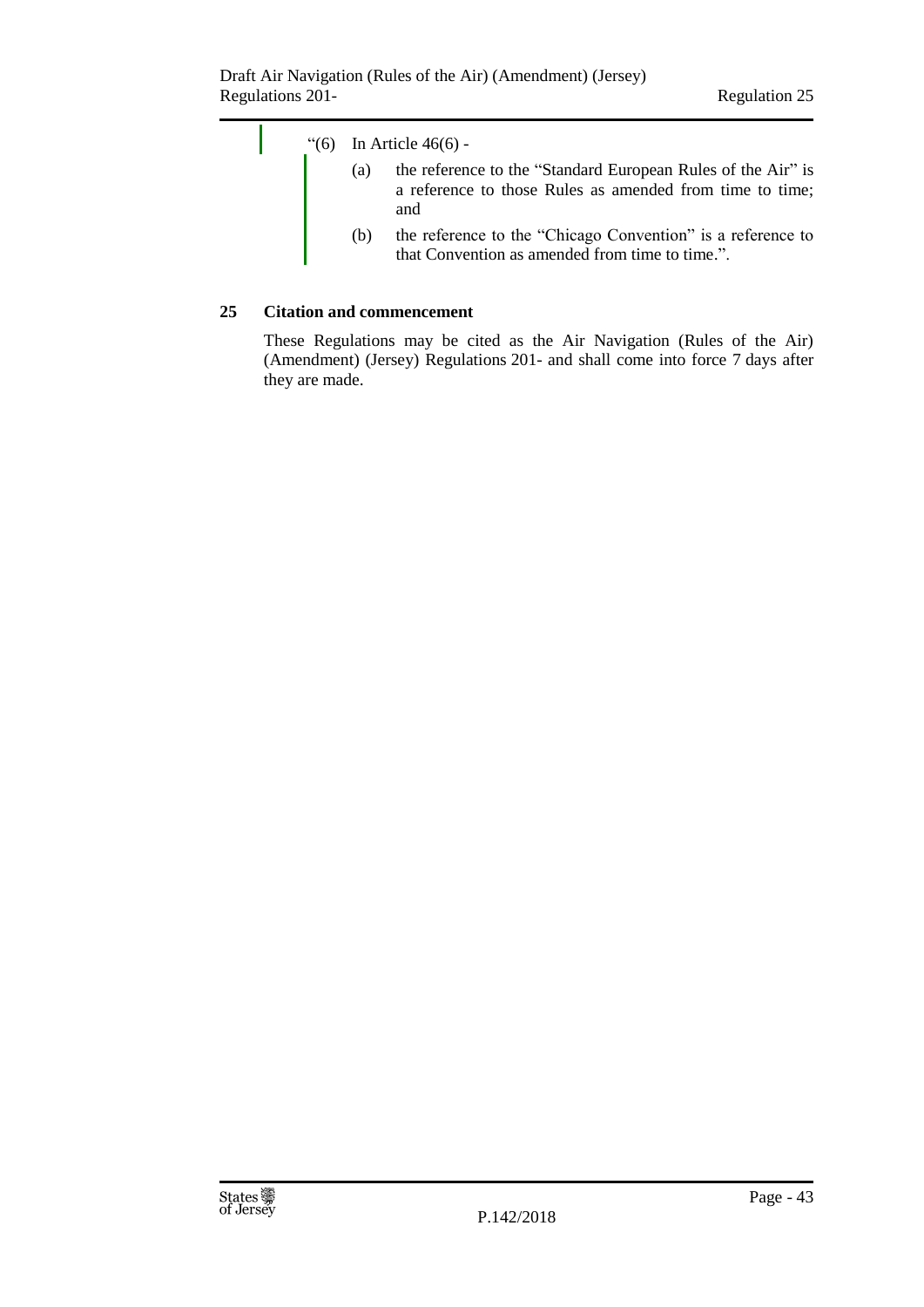"(6) In Article 46(6) -

(a) the reference to the "Standard European Rules of the Air" is a reference to those Rules as amended from time to time; and

(b) the reference to the "Chicago Convention" is a reference to that Convention as amended from time to time.".

**25 Citation and commencement**

These Regulations may be cited as the Air Navigation (Rules of the Air) (Amendment) (Jersey) Regulations 201- and shall come into force 7 days after they are made.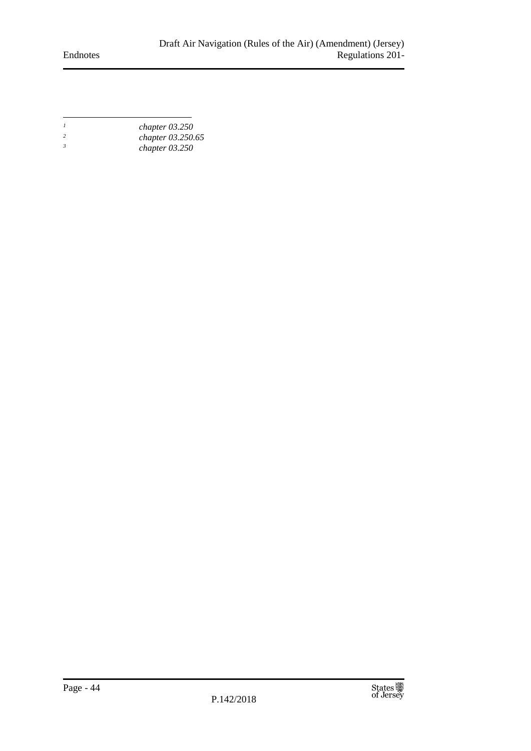[1] *chapter 03.250*
[2] *chapter 03.250.65*
[3] *chapter 03.250*